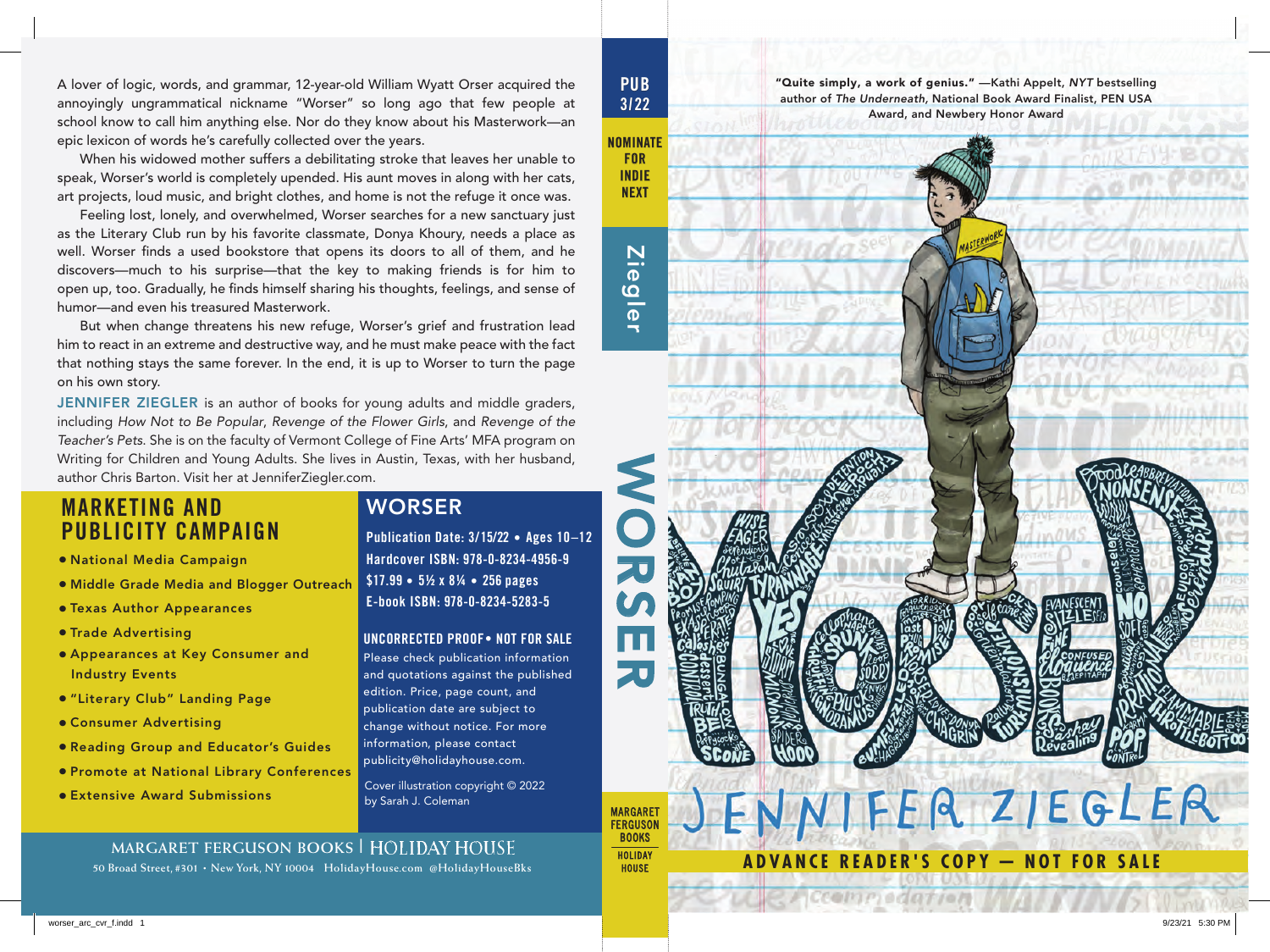A lover of logic, words, and grammar, 12-year-old William Wyatt Orser acquired the annoyingly ungrammatical nickname "Worser" so long ago that few people at school know to call him anything else. Nor do they know about his Masterwork—an epic lexicon of words he's carefully collected over the years.

When his widowed mother suffers a debilitating stroke that leaves her unable to speak, Worser's world is completely upended. His aunt moves in along with her cats, art projects, loud music, and bright clothes, and home is not the refuge it once was.

Feeling lost, lonely, and overwhelmed, Worser searches for a new sanctuary just as the Literary Club run by his favorite classmate, Donya Khoury, needs a place as well. Worser finds a used bookstore that opens its doors to all of them, and he discovers—much to his surprise—that the key to making friends is for him to open up, too. Gradually, he finds himself sharing his thoughts, feelings, and sense of humor—and even his treasured Masterwork.

But when change threatens his new refuge, Worser's grief and frustration lead him to react in an extreme and destructive way, and he must make peace with the fact that nothing stays the same forever. In the end, it is up to Worser to turn the page on his own story.

**JENNIFER ZIEGLER** is an author of books for young adults and middle graders, including *How Not to Be Popular*, *Revenge of the Flower Girls*, and *Revenge of the Teacher's Pets*. She is on the faculty of Vermont College of Fine Arts' MFA program on Writing for Children and Young Adults. She lives in Austin, Texas, with her husband, author Chris Barton. Visit her at JenniferZiegler.com.

## MARKETING AND PUBLICITY CAMPAIGN

- National Media Campaign
- Middle Grade Media and Blogger Outreach
- Texas Author Appearances
- Trade Advertising
- Appearances at Key Consumer and Industry Events
- "Literary Club" Landing Page
- Consumer Advertising
- Reading Group and Educator's Guides
- Promote at National Library Conferences
- Extensive Award Submissions

## WORSER

**Publication Date: 3/15/22 • Ages 10–12**
**Hardcover ISBN: 978-0-8234-4956-9**
**$17.99 • 5½ x 8¼ • 256 pages**
**E-book ISBN: 978-0-8234-5283-5**

**UNCORRECTED PROOF • NOT FOR SALE**

Please check publication information and quotations against the published edition. Price, page count, and publication date are subject to change without notice. For more information, please contact publicity@holidayhouse.com.

Cover illustration copyright © 2022 by Sarah J. Coleman

MARGARET FERGUSON BOOKS | HOLIDAY HOUSE
50 Broad Street, #301 • New York, NY 10004 HolidayHouse.com @HolidayHouseBks

PUB 3/22

NOMINATE FOR INDIE NEXT

Ziegler

WORSER

MARGARET FERGUSON BOOKS
HOLIDAY HOUSE

"Quite simply, a work of genius." —Kathi Appelt, *NYT* bestselling author of *The Underneath*, National Book Award Finalist, PEN USA Award, and Newbery Honor Award

# WORSER

JENNIFER ZIEGLER

ADVANCE READER'S COPY — NOT FOR SALE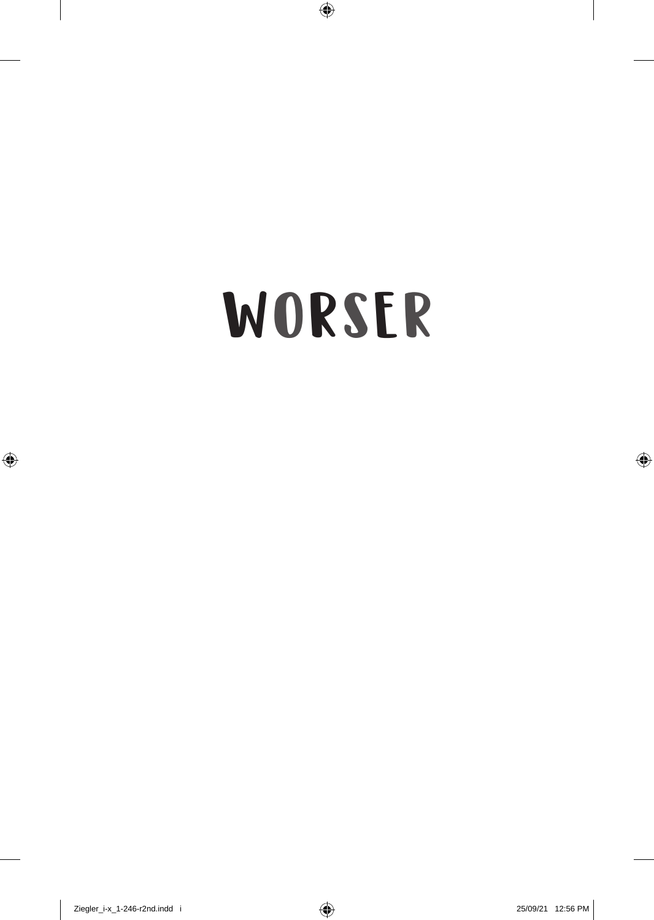# WORSER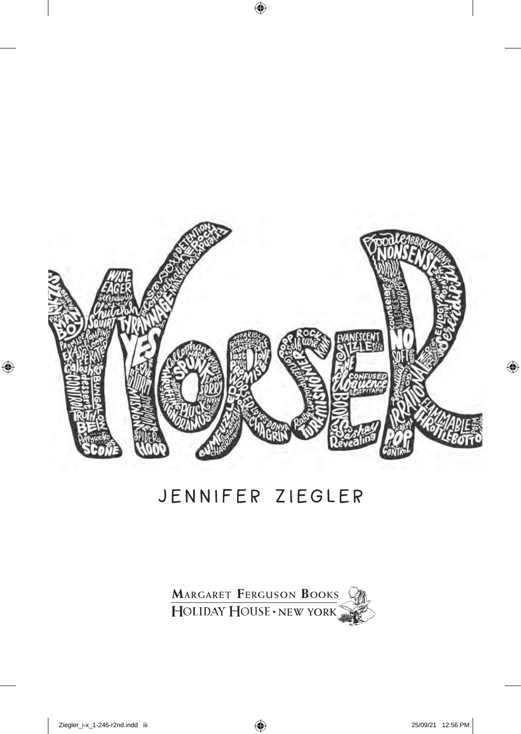# WORSER

JENNIFER ZIEGLER

MARGARET FERGUSON BOOKS
HOLIDAY HOUSE • NEW YORK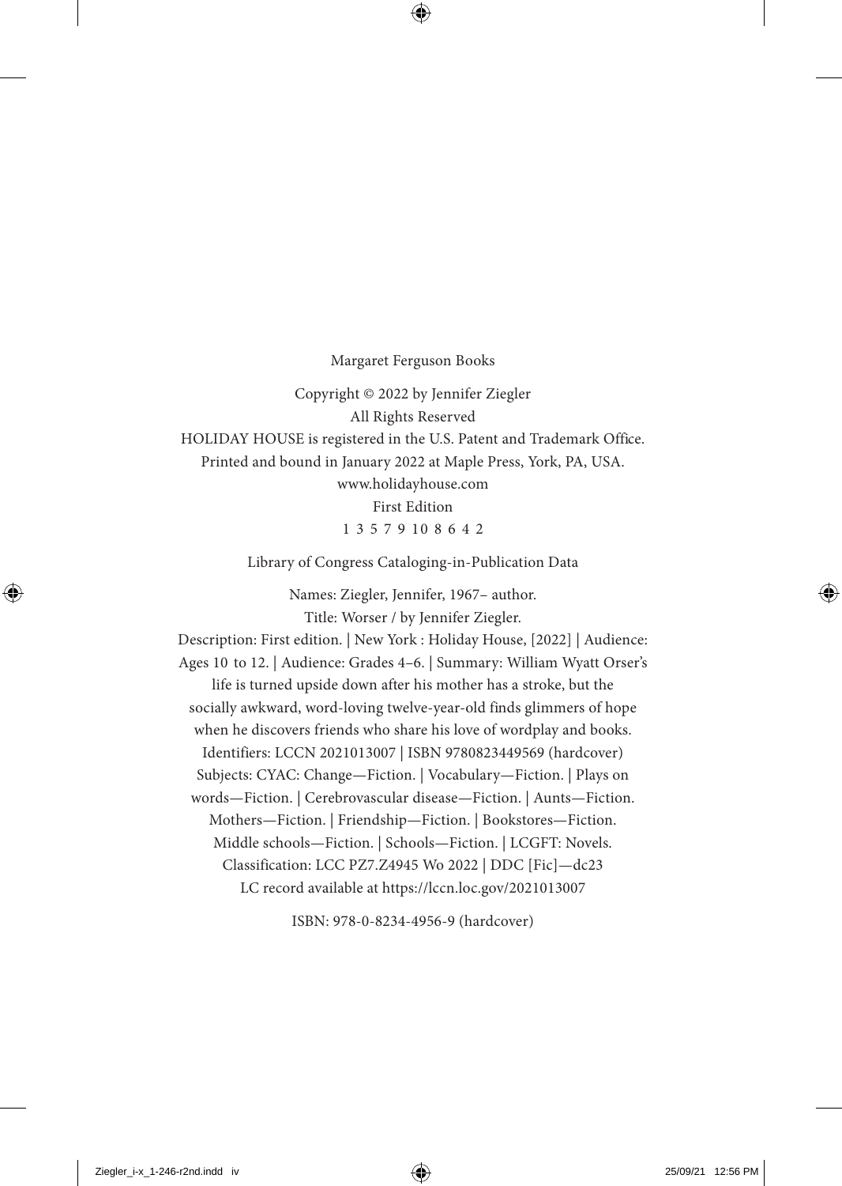Margaret Ferguson Books

Copyright © 2022 by Jennifer Ziegler
All Rights Reserved
HOLIDAY HOUSE is registered in the U.S. Patent and Trademark Office.
Printed and bound in January 2022 at Maple Press, York, PA, USA.
www.holidayhouse.com
First Edition
1 3 5 7 9 10 8 6 4 2

Library of Congress Cataloging-in-Publication Data

Names: Ziegler, Jennifer, 1967– author.
Title: Worser / by Jennifer Ziegler.
Description: First edition. | New York : Holiday House, [2022] | Audience: Ages 10 to 12. | Audience: Grades 4–6. | Summary: William Wyatt Orser's life is turned upside down after his mother has a stroke, but the socially awkward, word-loving twelve-year-old finds glimmers of hope when he discovers friends who share his love of wordplay and books.
Identifiers: LCCN 2021013007 | ISBN 9780823449569 (hardcover)
Subjects: CYAC: Change—Fiction. | Vocabulary—Fiction. | Plays on words—Fiction. | Cerebrovascular disease—Fiction. | Aunts—Fiction. Mothers—Fiction. | Friendship—Fiction. | Bookstores—Fiction. Middle schools—Fiction. | Schools—Fiction. | LCGFT: Novels.
Classification: LCC PZ7.Z4945 Wo 2022 | DDC [Fic]—dc23
LC record available at https://lccn.loc.gov/2021013007

ISBN: 978-0-8234-4956-9 (hardcover)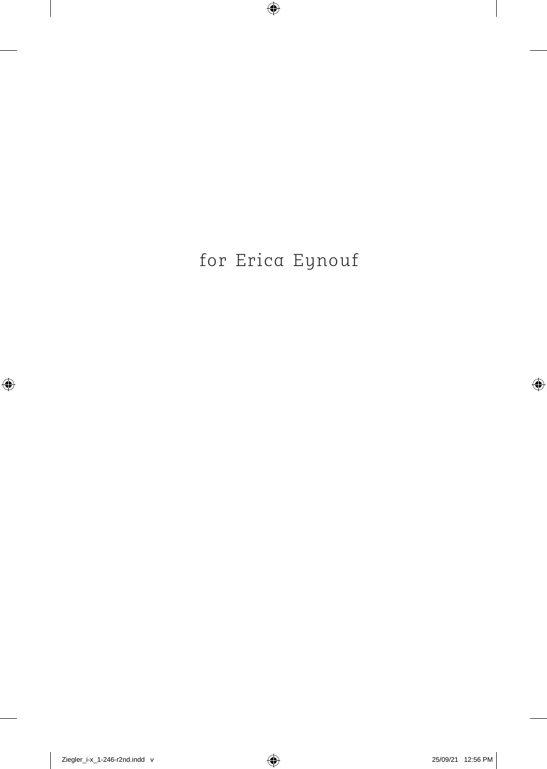for Erica Eynouf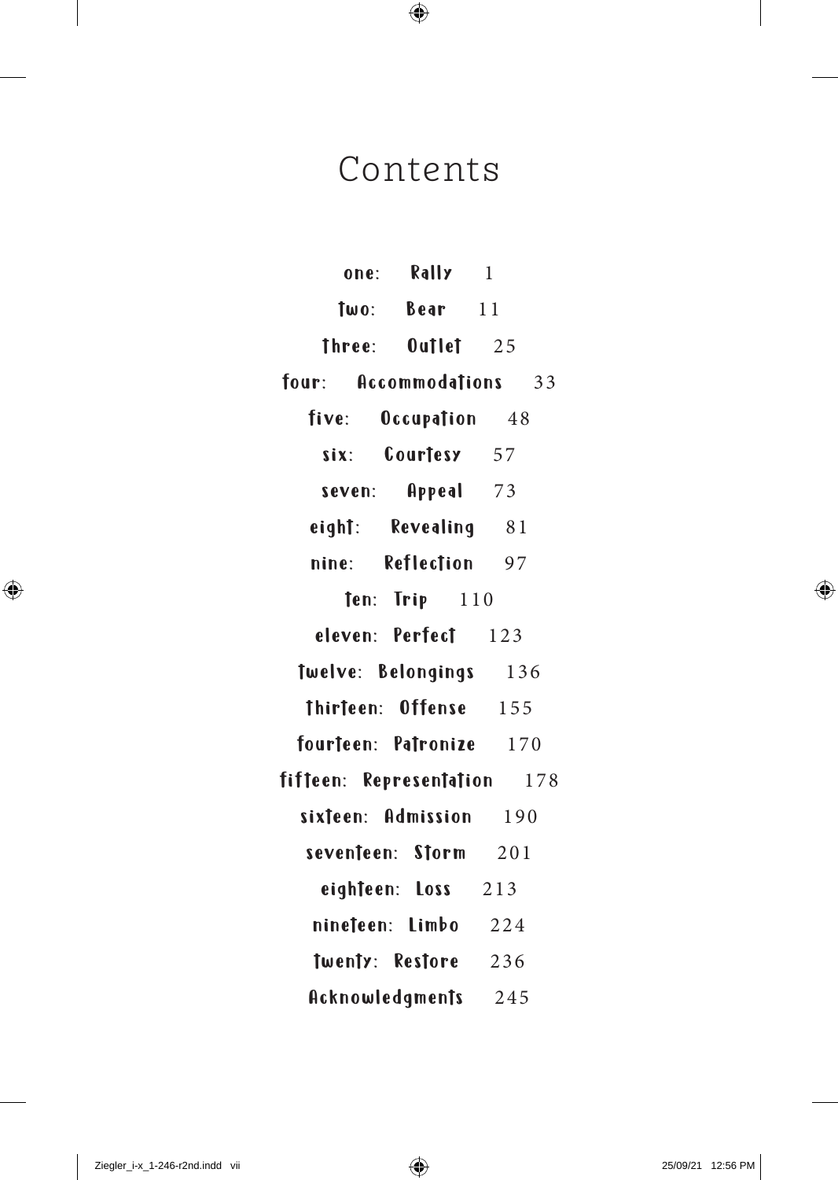# Contents

one: Rally 1

two: Bear 11

three: Outlet 25

four: Accommodations 33

five: Occupation 48

six: Courtesy 57

seven: Appeal 73

eight: Revealing 81

nine: Reflection 97

ten: Trip 110

eleven: Perfect 123

twelve: Belongings 136

thirteen: Offense 155

fourteen: Patronize 170

fifteen: Representation 178

sixteen: Admission 190

seventeen: Storm 201

eighteen: Loss 213

nineteen: Limbo 224

twenty: Restore 236

Acknowledgments 245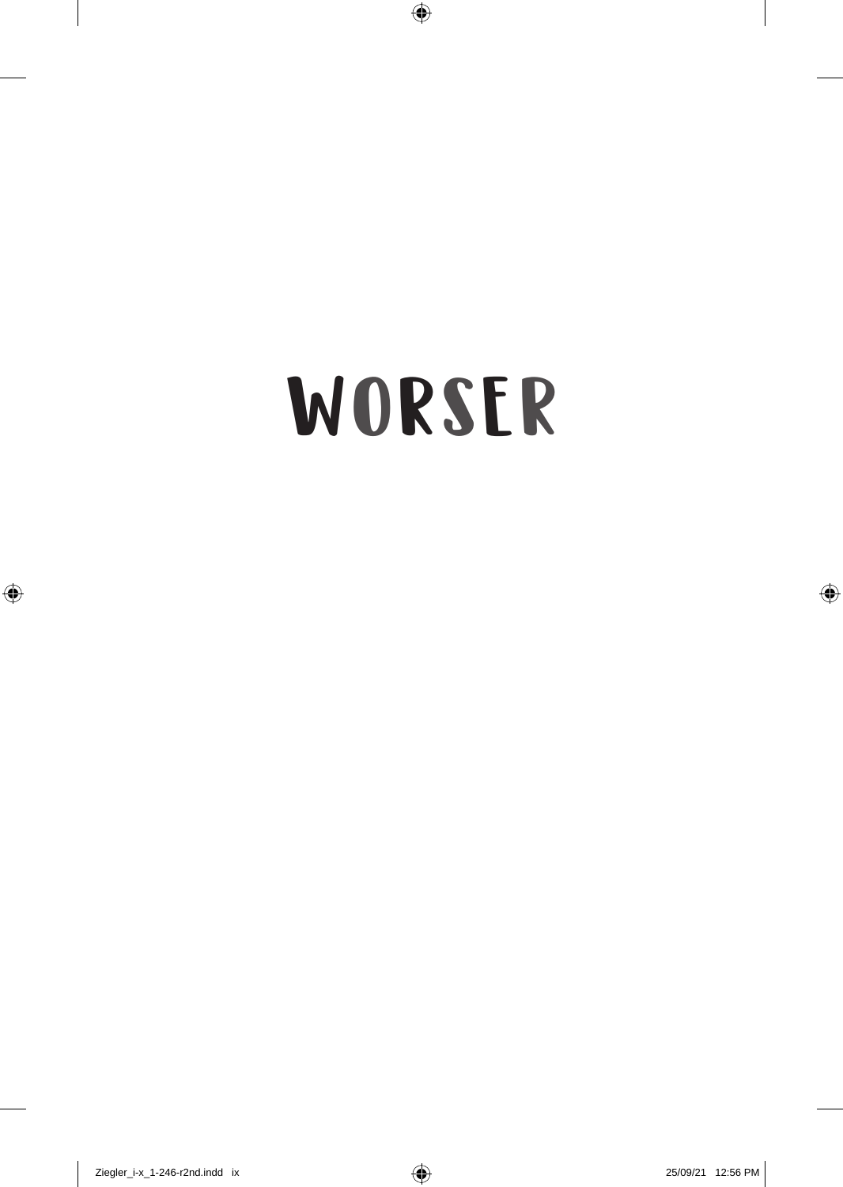# WORSER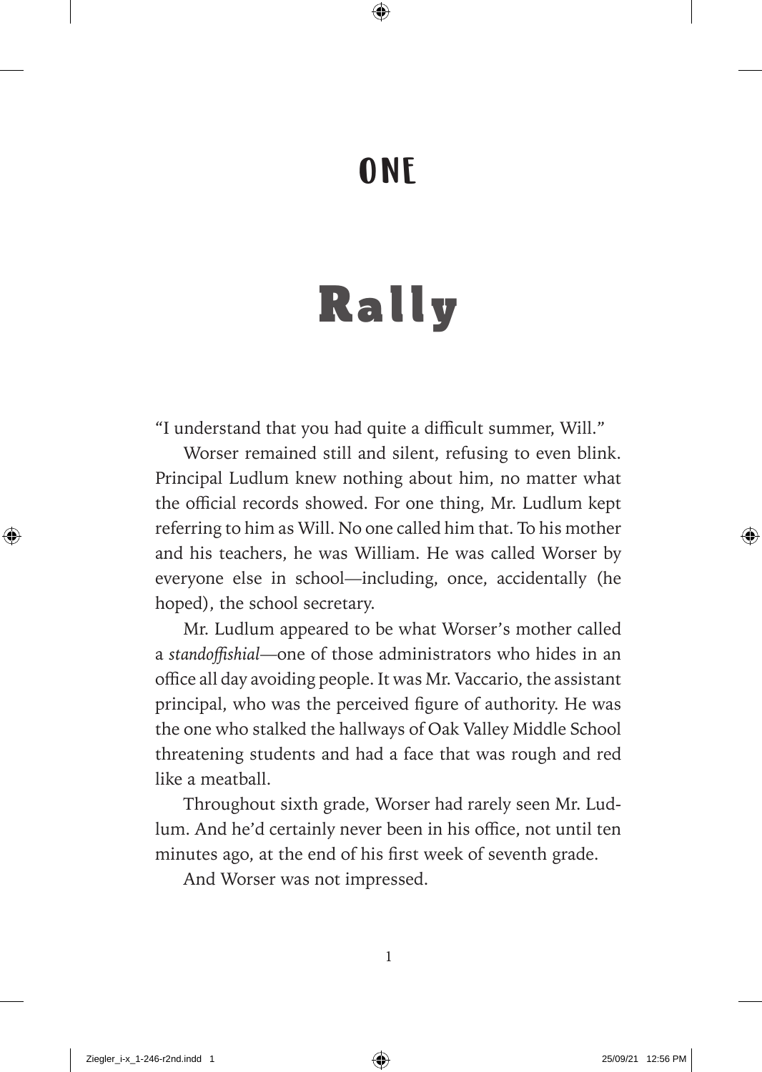# ONE

## Rally

"I understand that you had quite a difficult summer, Will."

Worser remained still and silent, refusing to even blink. Principal Ludlum knew nothing about him, no matter what the official records showed. For one thing, Mr. Ludlum kept referring to him as Will. No one called him that. To his mother and his teachers, he was William. He was called Worser by everyone else in school—including, once, accidentally (he hoped), the school secretary.

Mr. Ludlum appeared to be what Worser's mother called a *standoffishial*—one of those administrators who hides in an office all day avoiding people. It was Mr. Vaccario, the assistant principal, who was the perceived figure of authority. He was the one who stalked the hallways of Oak Valley Middle School threatening students and had a face that was rough and red like a meatball.

Throughout sixth grade, Worser had rarely seen Mr. Ludlum. And he'd certainly never been in his office, not until ten minutes ago, at the end of his first week of seventh grade.

And Worser was not impressed.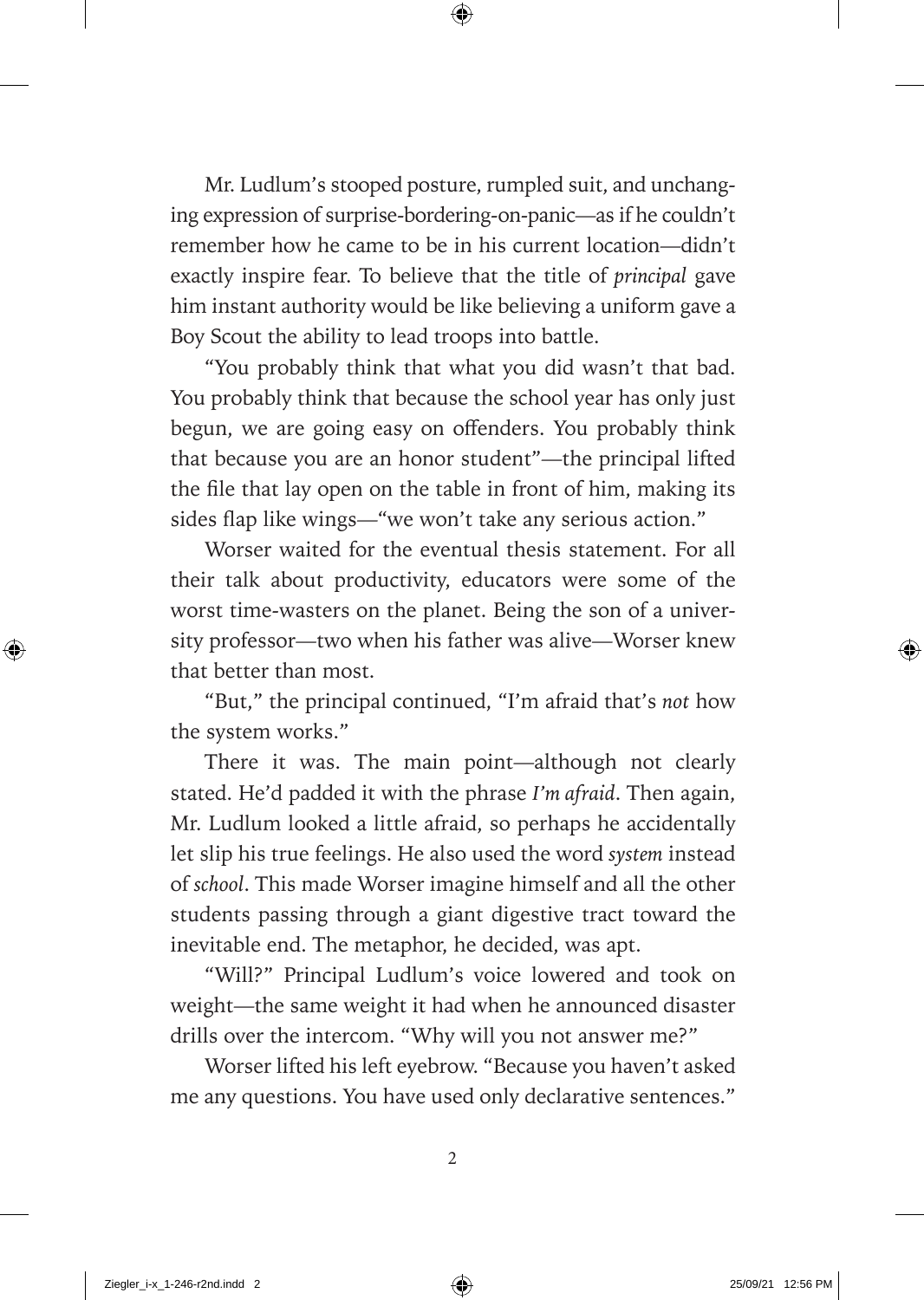Mr. Ludlum's stooped posture, rumpled suit, and unchanging expression of surprise-bordering-on-panic—as if he couldn't remember how he came to be in his current location—didn't exactly inspire fear. To believe that the title of *principal* gave him instant authority would be like believing a uniform gave a Boy Scout the ability to lead troops into battle.

"You probably think that what you did wasn't that bad. You probably think that because the school year has only just begun, we are going easy on offenders. You probably think that because you are an honor student"—the principal lifted the file that lay open on the table in front of him, making its sides flap like wings—"we won't take any serious action."

Worser waited for the eventual thesis statement. For all their talk about productivity, educators were some of the worst time-wasters on the planet. Being the son of a university professor—two when his father was alive—Worser knew that better than most.

"But," the principal continued, "I'm afraid that's *not* how the system works."

There it was. The main point—although not clearly stated. He'd padded it with the phrase *I'm afraid*. Then again, Mr. Ludlum looked a little afraid, so perhaps he accidentally let slip his true feelings. He also used the word *system* instead of *school*. This made Worser imagine himself and all the other students passing through a giant digestive tract toward the inevitable end. The metaphor, he decided, was apt.

"Will?" Principal Ludlum's voice lowered and took on weight—the same weight it had when he announced disaster drills over the intercom. "Why will you not answer me?"

Worser lifted his left eyebrow. "Because you haven't asked me any questions. You have used only declarative sentences."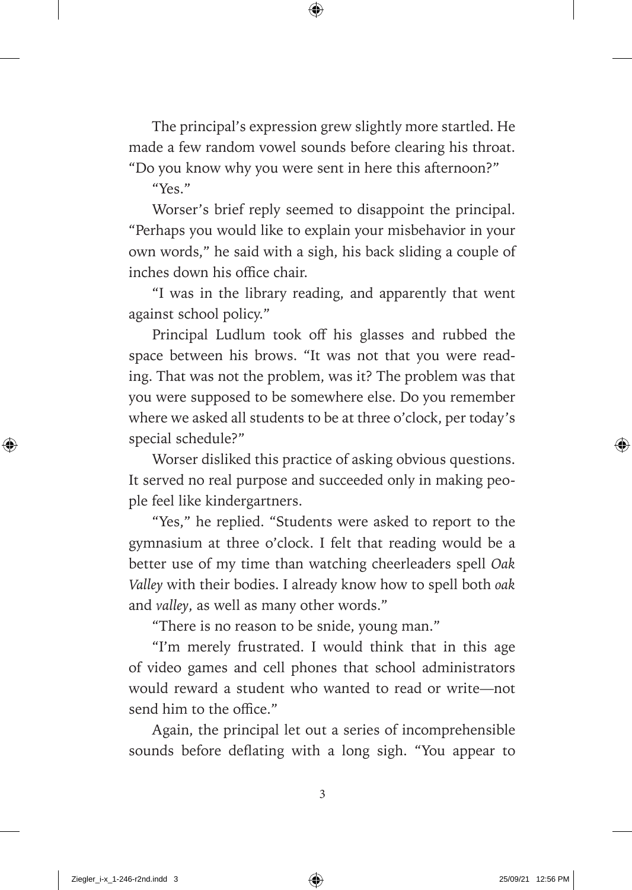The principal's expression grew slightly more startled. He made a few random vowel sounds before clearing his throat. "Do you know why you were sent in here this afternoon?"

"Yes."

Worser's brief reply seemed to disappoint the principal. "Perhaps you would like to explain your misbehavior in your own words," he said with a sigh, his back sliding a couple of inches down his office chair.

"I was in the library reading, and apparently that went against school policy."

Principal Ludlum took off his glasses and rubbed the space between his brows. "It was not that you were reading. That was not the problem, was it? The problem was that you were supposed to be somewhere else. Do you remember where we asked all students to be at three o'clock, per today's special schedule?"

Worser disliked this practice of asking obvious questions. It served no real purpose and succeeded only in making people feel like kindergartners.

"Yes," he replied. "Students were asked to report to the gymnasium at three o'clock. I felt that reading would be a better use of my time than watching cheerleaders spell *Oak Valley* with their bodies. I already know how to spell both *oak* and *valley*, as well as many other words."

"There is no reason to be snide, young man."

"I'm merely frustrated. I would think that in this age of video games and cell phones that school administrators would reward a student who wanted to read or write—not send him to the office."

Again, the principal let out a series of incomprehensible sounds before deflating with a long sigh. "You appear to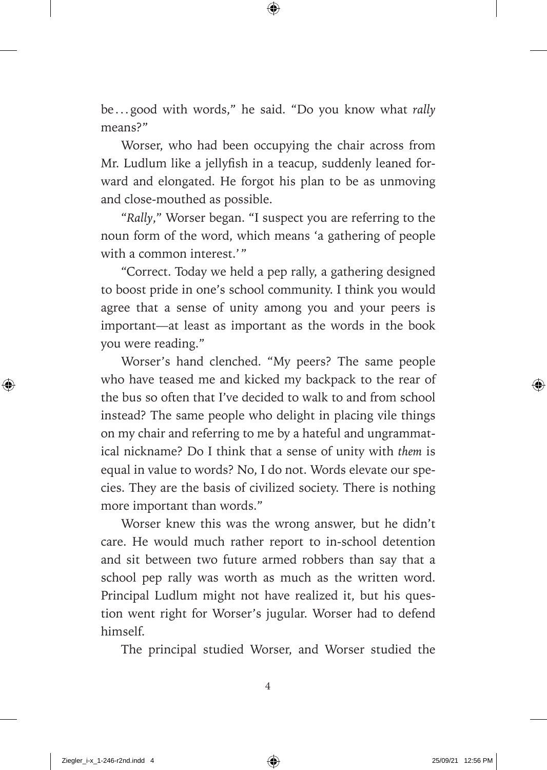be . . . good with words," he said. "Do you know what *rally* means?"

Worser, who had been occupying the chair across from Mr. Ludlum like a jellyfish in a teacup, suddenly leaned forward and elongated. He forgot his plan to be as unmoving and close-mouthed as possible.

"*Rally*," Worser began. "I suspect you are referring to the noun form of the word, which means 'a gathering of people with a common interest.' "

"Correct. Today we held a pep rally, a gathering designed to boost pride in one's school community. I think you would agree that a sense of unity among you and your peers is important—at least as important as the words in the book you were reading."

Worser's hand clenched. "My peers? The same people who have teased me and kicked my backpack to the rear of the bus so often that I've decided to walk to and from school instead? The same people who delight in placing vile things on my chair and referring to me by a hateful and ungrammatical nickname? Do I think that a sense of unity with *them* is equal in value to words? No, I do not. Words elevate our species. They are the basis of civilized society. There is nothing more important than words."

Worser knew this was the wrong answer, but he didn't care. He would much rather report to in-school detention and sit between two future armed robbers than say that a school pep rally was worth as much as the written word. Principal Ludlum might not have realized it, but his question went right for Worser's jugular. Worser had to defend himself.

The principal studied Worser, and Worser studied the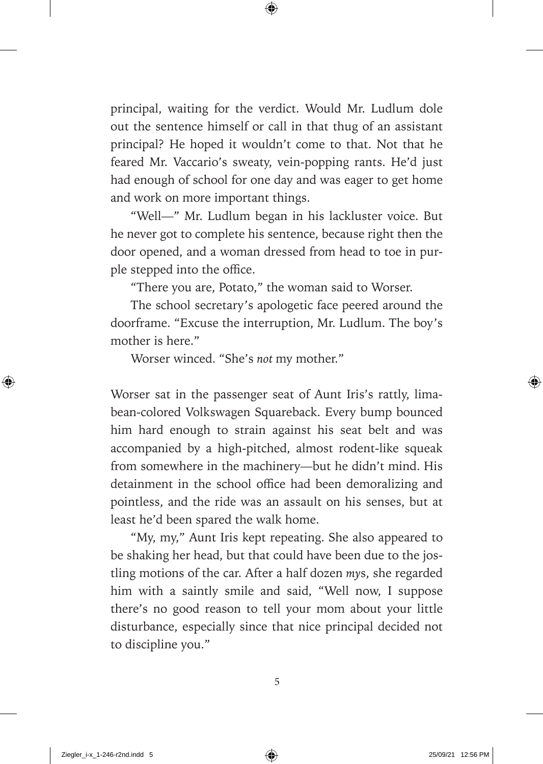principal, waiting for the verdict. Would Mr. Ludlum dole out the sentence himself or call in that thug of an assistant principal? He hoped it wouldn't come to that. Not that he feared Mr. Vaccario's sweaty, vein-popping rants. He'd just had enough of school for one day and was eager to get home and work on more important things.

"Well—" Mr. Ludlum began in his lackluster voice. But he never got to complete his sentence, because right then the door opened, and a woman dressed from head to toe in purple stepped into the office.

"There you are, Potato," the woman said to Worser.

The school secretary's apologetic face peered around the doorframe. "Excuse the interruption, Mr. Ludlum. The boy's mother is here."

Worser winced. "She's *not* my mother."

Worser sat in the passenger seat of Aunt Iris's rattly, lima-bean-colored Volkswagen Squareback. Every bump bounced him hard enough to strain against his seat belt and was accompanied by a high-pitched, almost rodent-like squeak from somewhere in the machinery—but he didn't mind. His detainment in the school office had been demoralizing and pointless, and the ride was an assault on his senses, but at least he'd been spared the walk home.

"My, my," Aunt Iris kept repeating. She also appeared to be shaking her head, but that could have been due to the jostling motions of the car. After a half dozen *my*s, she regarded him with a saintly smile and said, "Well now, I suppose there's no good reason to tell your mom about your little disturbance, especially since that nice principal decided not to discipline you."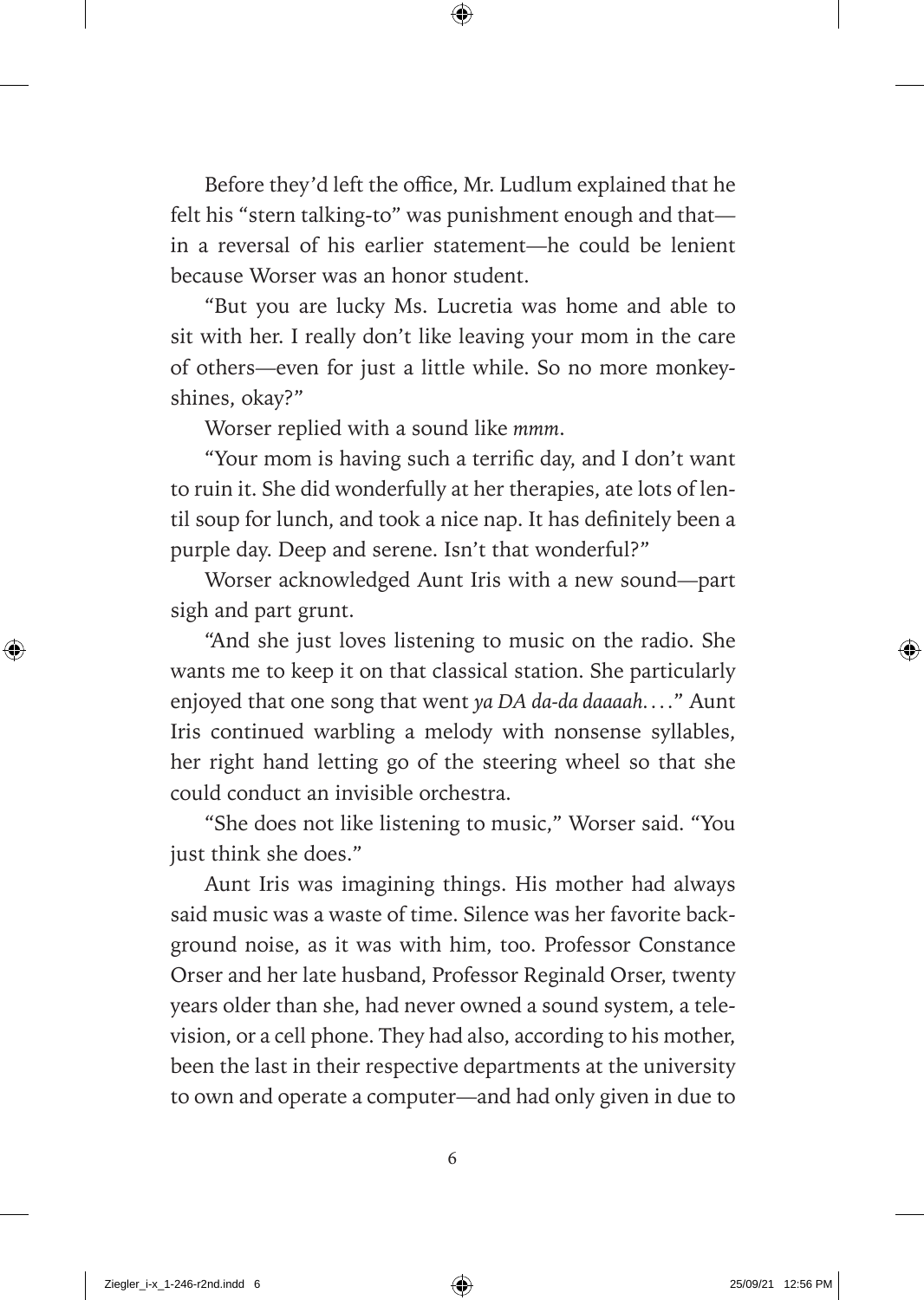Before they'd left the office, Mr. Ludlum explained that he felt his "stern talking-to" was punishment enough and that—in a reversal of his earlier statement—he could be lenient because Worser was an honor student.

"But you are lucky Ms. Lucretia was home and able to sit with her. I really don't like leaving your mom in the care of others—even for just a little while. So no more monkeyshines, okay?"

Worser replied with a sound like *mmm*.

"Your mom is having such a terrific day, and I don't want to ruin it. She did wonderfully at her therapies, ate lots of lentil soup for lunch, and took a nice nap. It has definitely been a purple day. Deep and serene. Isn't that wonderful?"

Worser acknowledged Aunt Iris with a new sound—part sigh and part grunt.

"And she just loves listening to music on the radio. She wants me to keep it on that classical station. She particularly enjoyed that one song that went *ya DA da-da daaaah*. . . ." Aunt Iris continued warbling a melody with nonsense syllables, her right hand letting go of the steering wheel so that she could conduct an invisible orchestra.

"She does not like listening to music," Worser said. "You just think she does."

Aunt Iris was imagining things. His mother had always said music was a waste of time. Silence was her favorite background noise, as it was with him, too. Professor Constance Orser and her late husband, Professor Reginald Orser, twenty years older than she, had never owned a sound system, a television, or a cell phone. They had also, according to his mother, been the last in their respective departments at the university to own and operate a computer—and had only given in due to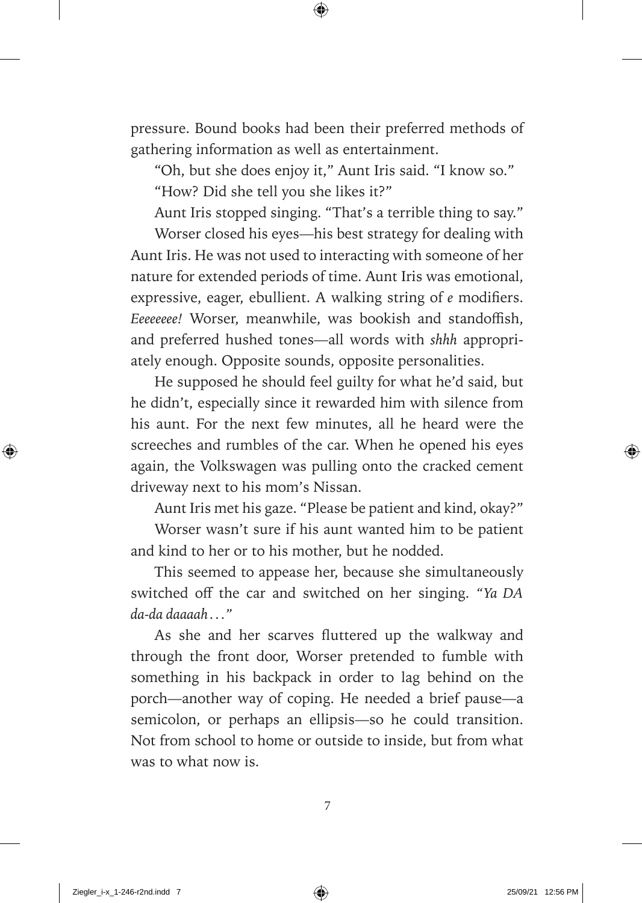pressure. Bound books had been their preferred methods of gathering information as well as entertainment.

"Oh, but she does enjoy it," Aunt Iris said. "I know so."

"How? Did she tell you she likes it?"

Aunt Iris stopped singing. "That's a terrible thing to say."

Worser closed his eyes—his best strategy for dealing with Aunt Iris. He was not used to interacting with someone of her nature for extended periods of time. Aunt Iris was emotional, expressive, eager, ebullient. A walking string of *e* modifiers. *Eeeeeeee!* Worser, meanwhile, was bookish and standoffish, and preferred hushed tones—all words with *shhh* appropriately enough. Opposite sounds, opposite personalities.

He supposed he should feel guilty for what he'd said, but he didn't, especially since it rewarded him with silence from his aunt. For the next few minutes, all he heard were the screeches and rumbles of the car. When he opened his eyes again, the Volkswagen was pulling onto the cracked cement driveway next to his mom's Nissan.

Aunt Iris met his gaze. "Please be patient and kind, okay?"

Worser wasn't sure if his aunt wanted him to be patient and kind to her or to his mother, but he nodded.

This seemed to appease her, because she simultaneously switched off the car and switched on her singing. "*Ya DA da-da daaaah . . .*"

As she and her scarves fluttered up the walkway and through the front door, Worser pretended to fumble with something in his backpack in order to lag behind on the porch—another way of coping. He needed a brief pause—a semicolon, or perhaps an ellipsis—so he could transition. Not from school to home or outside to inside, but from what was to what now is.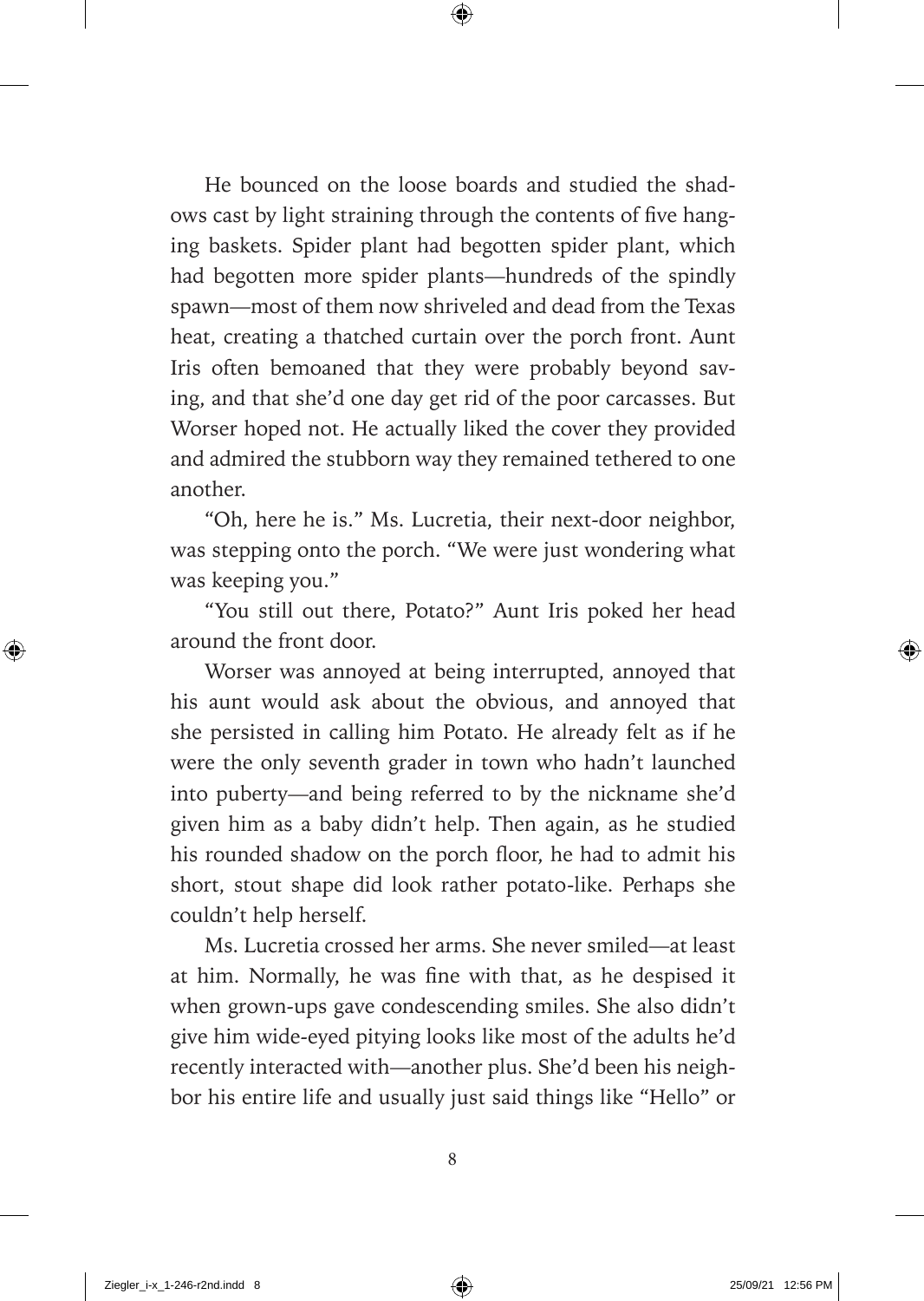He bounced on the loose boards and studied the shadows cast by light straining through the contents of five hanging baskets. Spider plant had begotten spider plant, which had begotten more spider plants—hundreds of the spindly spawn—most of them now shriveled and dead from the Texas heat, creating a thatched curtain over the porch front. Aunt Iris often bemoaned that they were probably beyond saving, and that she'd one day get rid of the poor carcasses. But Worser hoped not. He actually liked the cover they provided and admired the stubborn way they remained tethered to one another.

"Oh, here he is." Ms. Lucretia, their next-door neighbor, was stepping onto the porch. "We were just wondering what was keeping you."

"You still out there, Potato?" Aunt Iris poked her head around the front door.

Worser was annoyed at being interrupted, annoyed that his aunt would ask about the obvious, and annoyed that she persisted in calling him Potato. He already felt as if he were the only seventh grader in town who hadn't launched into puberty—and being referred to by the nickname she'd given him as a baby didn't help. Then again, as he studied his rounded shadow on the porch floor, he had to admit his short, stout shape did look rather potato-like. Perhaps she couldn't help herself.

Ms. Lucretia crossed her arms. She never smiled—at least at him. Normally, he was fine with that, as he despised it when grown-ups gave condescending smiles. She also didn't give him wide-eyed pitying looks like most of the adults he'd recently interacted with—another plus. She'd been his neighbor his entire life and usually just said things like "Hello" or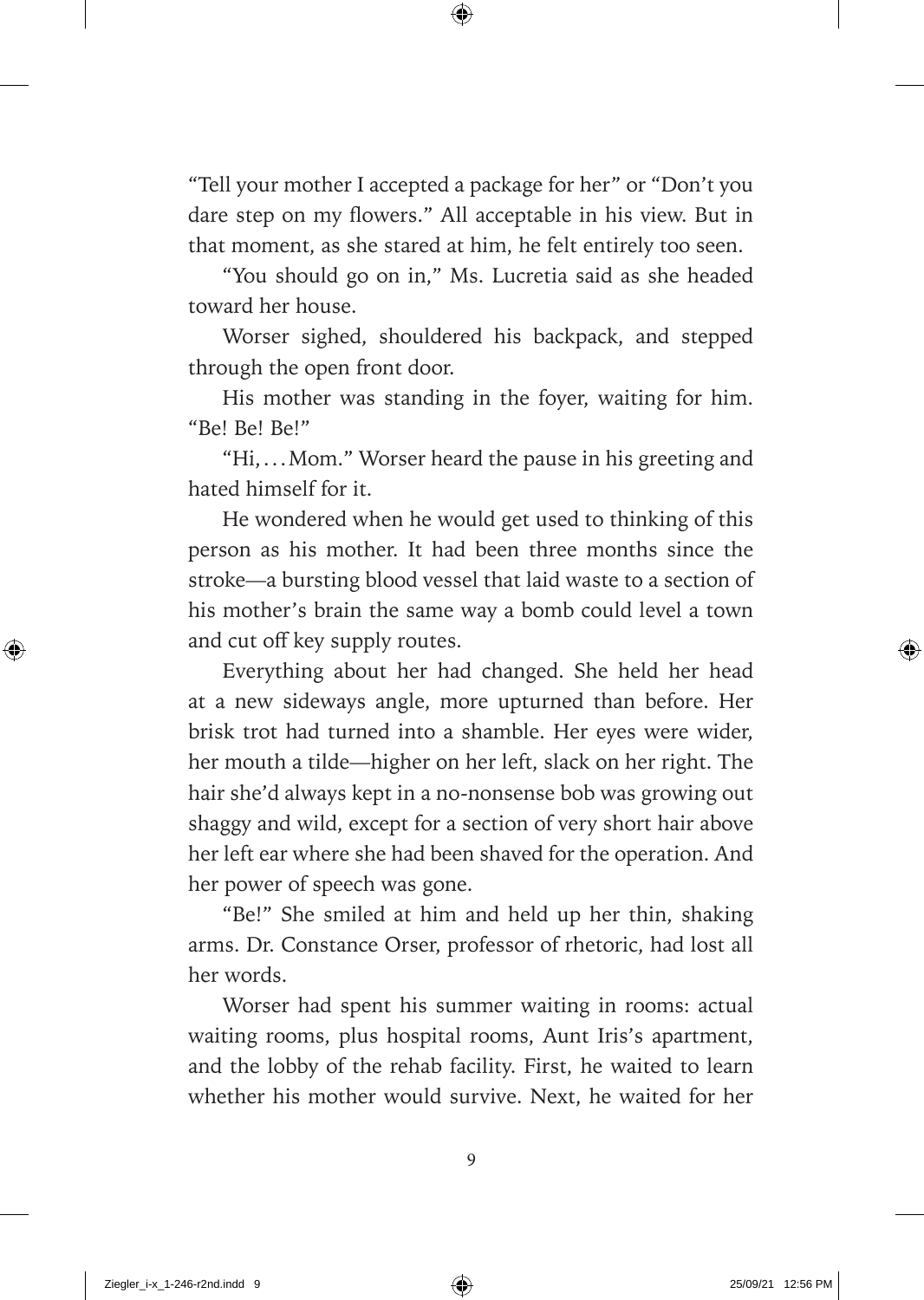"Tell your mother I accepted a package for her" or "Don't you dare step on my flowers." All acceptable in his view. But in that moment, as she stared at him, he felt entirely too seen.

"You should go on in," Ms. Lucretia said as she headed toward her house.

Worser sighed, shouldered his backpack, and stepped through the open front door.

His mother was standing in the foyer, waiting for him. "Be! Be! Be!"

"Hi, . . . Mom." Worser heard the pause in his greeting and hated himself for it.

He wondered when he would get used to thinking of this person as his mother. It had been three months since the stroke—a bursting blood vessel that laid waste to a section of his mother's brain the same way a bomb could level a town and cut off key supply routes.

Everything about her had changed. She held her head at a new sideways angle, more upturned than before. Her brisk trot had turned into a shamble. Her eyes were wider, her mouth a tilde—higher on her left, slack on her right. The hair she'd always kept in a no-nonsense bob was growing out shaggy and wild, except for a section of very short hair above her left ear where she had been shaved for the operation. And her power of speech was gone.

"Be!" She smiled at him and held up her thin, shaking arms. Dr. Constance Orser, professor of rhetoric, had lost all her words.

Worser had spent his summer waiting in rooms: actual waiting rooms, plus hospital rooms, Aunt Iris's apartment, and the lobby of the rehab facility. First, he waited to learn whether his mother would survive. Next, he waited for her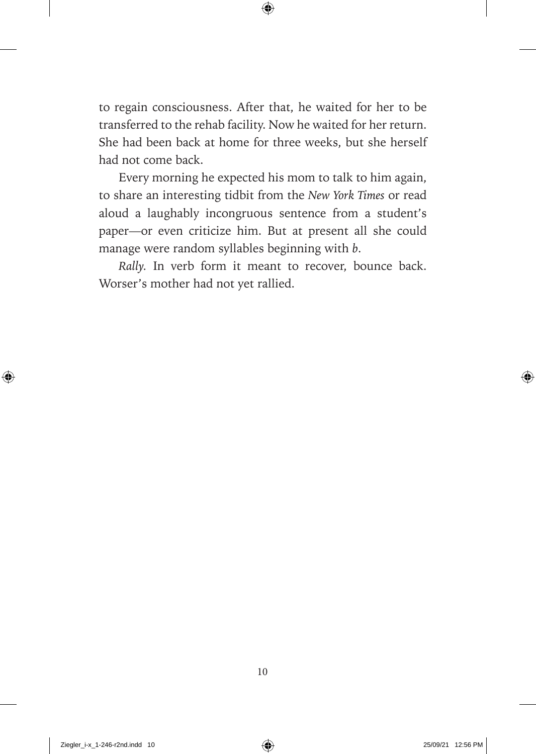to regain consciousness. After that, he waited for her to be transferred to the rehab facility. Now he waited for her return. She had been back at home for three weeks, but she herself had not come back.

Every morning he expected his mom to talk to him again, to share an interesting tidbit from the *New York Times* or read aloud a laughably incongruous sentence from a student's paper—or even criticize him. But at present all she could manage were random syllables beginning with *b*.

*Rally*. In verb form it meant to recover, bounce back. Worser's mother had not yet rallied.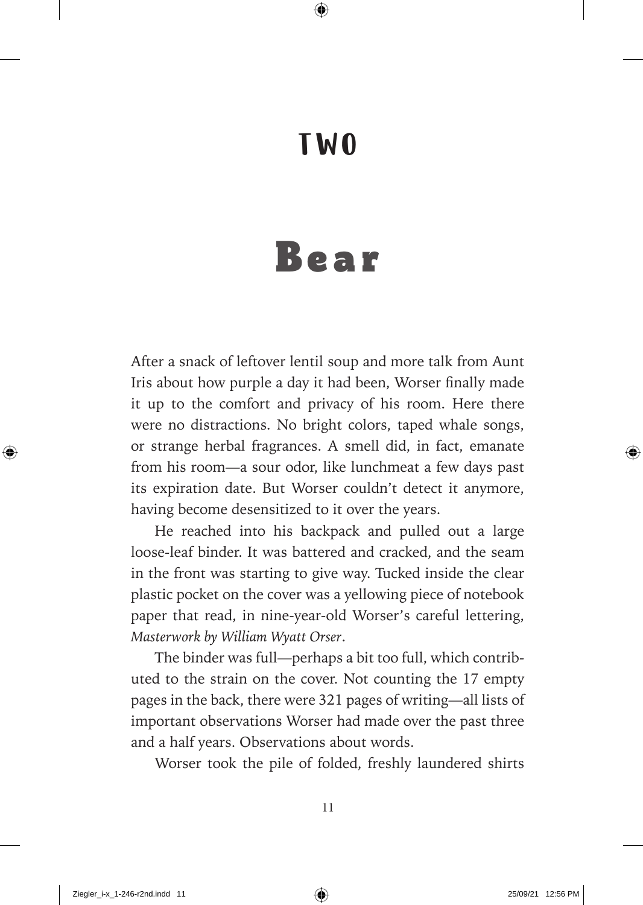# TWO

## Bear

After a snack of leftover lentil soup and more talk from Aunt Iris about how purple a day it had been, Worser finally made it up to the comfort and privacy of his room. Here there were no distractions. No bright colors, taped whale songs, or strange herbal fragrances. A smell did, in fact, emanate from his room—a sour odor, like lunchmeat a few days past its expiration date. But Worser couldn't detect it anymore, having become desensitized to it over the years.

He reached into his backpack and pulled out a large loose-leaf binder. It was battered and cracked, and the seam in the front was starting to give way. Tucked inside the clear plastic pocket on the cover was a yellowing piece of notebook paper that read, in nine-year-old Worser's careful lettering, *Masterwork by William Wyatt Orser*.

The binder was full—perhaps a bit too full, which contributed to the strain on the cover. Not counting the 17 empty pages in the back, there were 321 pages of writing—all lists of important observations Worser had made over the past three and a half years. Observations about words.

Worser took the pile of folded, freshly laundered shirts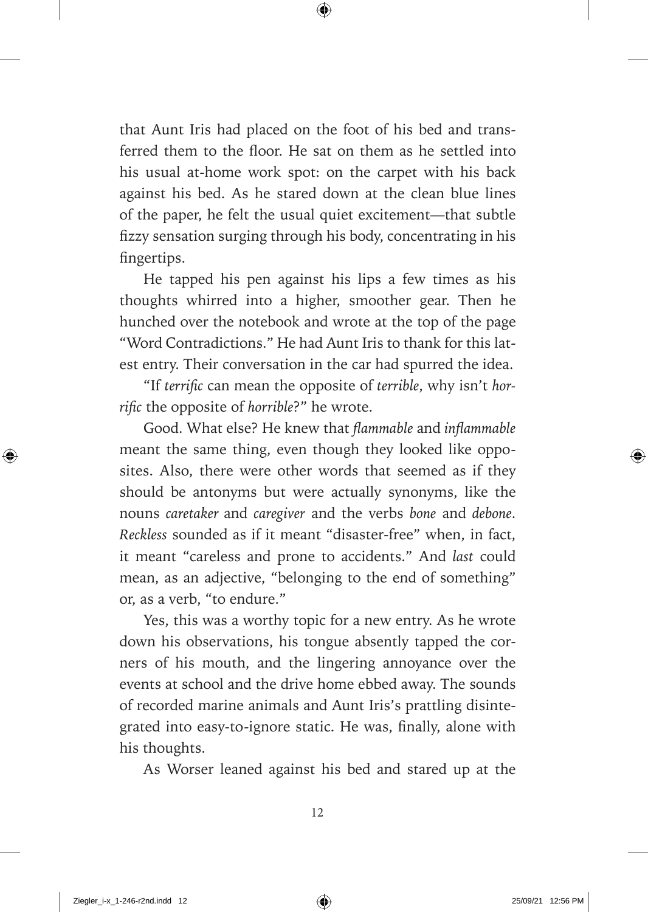that Aunt Iris had placed on the foot of his bed and transferred them to the floor. He sat on them as he settled into his usual at-home work spot: on the carpet with his back against his bed. As he stared down at the clean blue lines of the paper, he felt the usual quiet excitement—that subtle fizzy sensation surging through his body, concentrating in his fingertips.

He tapped his pen against his lips a few times as his thoughts whirred into a higher, smoother gear. Then he hunched over the notebook and wrote at the top of the page "Word Contradictions." He had Aunt Iris to thank for this latest entry. Their conversation in the car had spurred the idea.

"If *terrific* can mean the opposite of *terrible*, why isn't *horrific* the opposite of *horrible*?" he wrote.

Good. What else? He knew that *flammable* and *inflammable* meant the same thing, even though they looked like opposites. Also, there were other words that seemed as if they should be antonyms but were actually synonyms, like the nouns *caretaker* and *caregiver* and the verbs *bone* and *debone*. *Reckless* sounded as if it meant "disaster-free" when, in fact, it meant "careless and prone to accidents." And *last* could mean, as an adjective, "belonging to the end of something" or, as a verb, "to endure."

Yes, this was a worthy topic for a new entry. As he wrote down his observations, his tongue absently tapped the corners of his mouth, and the lingering annoyance over the events at school and the drive home ebbed away. The sounds of recorded marine animals and Aunt Iris's prattling disintegrated into easy-to-ignore static. He was, finally, alone with his thoughts.

As Worser leaned against his bed and stared up at the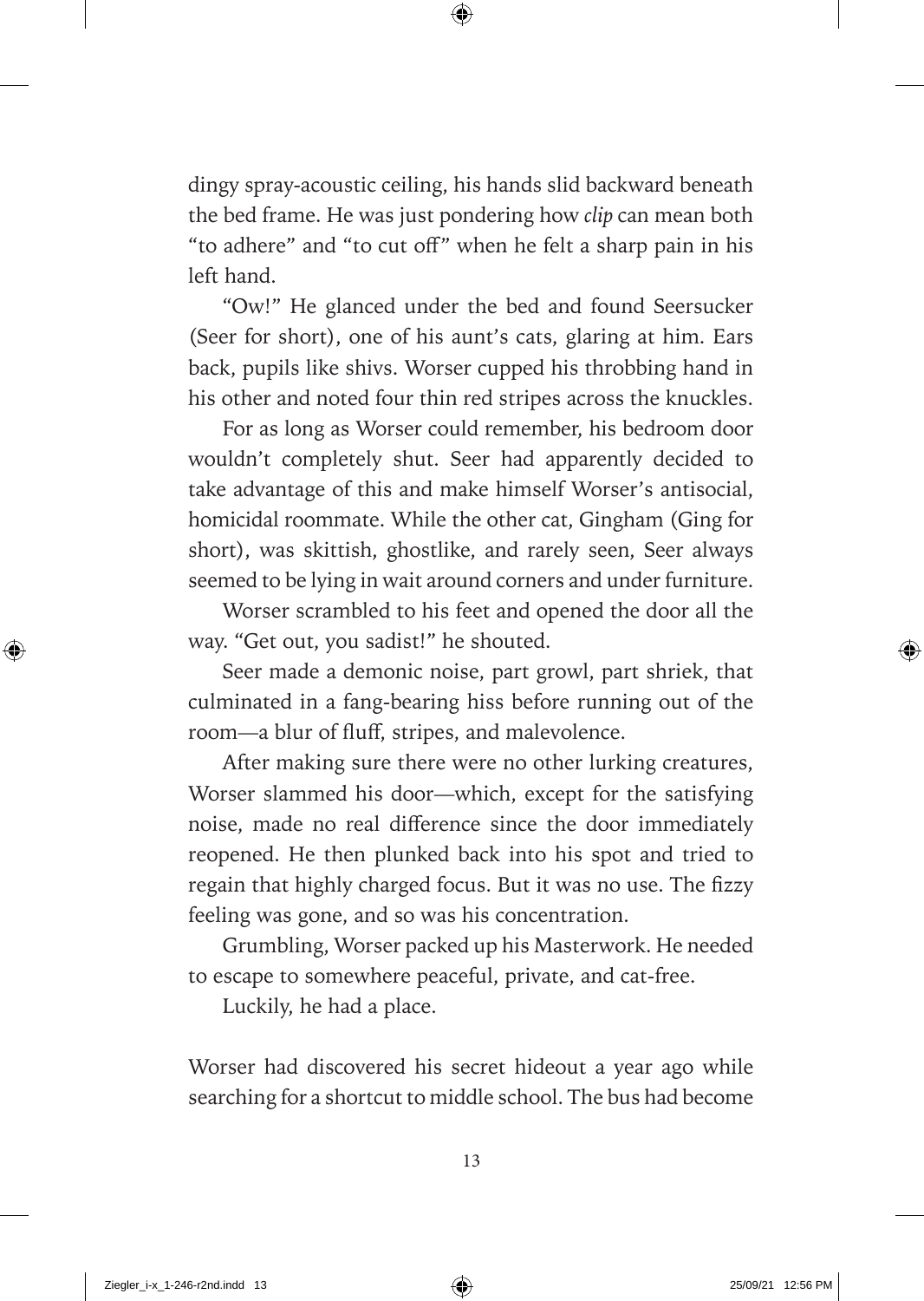dingy spray-acoustic ceiling, his hands slid backward beneath the bed frame. He was just pondering how *clip* can mean both "to adhere" and "to cut off" when he felt a sharp pain in his left hand.

"Ow!" He glanced under the bed and found Seersucker (Seer for short), one of his aunt's cats, glaring at him. Ears back, pupils like shivs. Worser cupped his throbbing hand in his other and noted four thin red stripes across the knuckles.

For as long as Worser could remember, his bedroom door wouldn't completely shut. Seer had apparently decided to take advantage of this and make himself Worser's antisocial, homicidal roommate. While the other cat, Gingham (Ging for short), was skittish, ghostlike, and rarely seen, Seer always seemed to be lying in wait around corners and under furniture.

Worser scrambled to his feet and opened the door all the way. "Get out, you sadist!" he shouted.

Seer made a demonic noise, part growl, part shriek, that culminated in a fang-bearing hiss before running out of the room—a blur of fluff, stripes, and malevolence.

After making sure there were no other lurking creatures, Worser slammed his door—which, except for the satisfying noise, made no real difference since the door immediately reopened. He then plunked back into his spot and tried to regain that highly charged focus. But it was no use. The fizzy feeling was gone, and so was his concentration.

Grumbling, Worser packed up his Masterwork. He needed to escape to somewhere peaceful, private, and cat-free.

Luckily, he had a place.

Worser had discovered his secret hideout a year ago while searching for a shortcut to middle school. The bus had become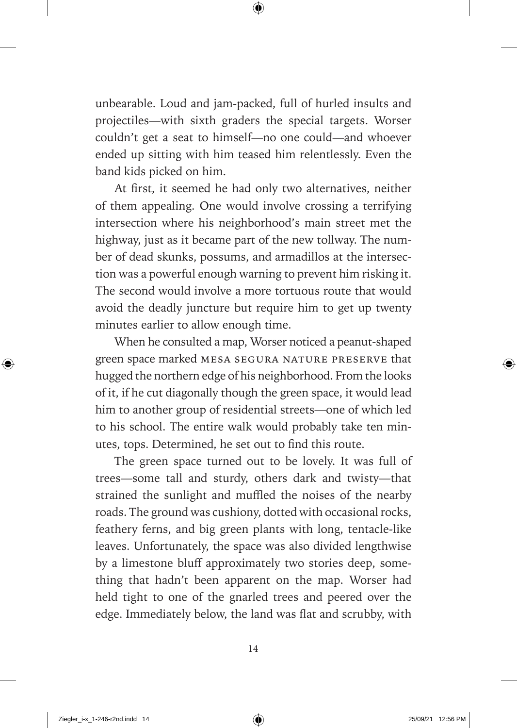unbearable. Loud and jam-packed, full of hurled insults and projectiles—with sixth graders the special targets. Worser couldn't get a seat to himself—no one could—and whoever ended up sitting with him teased him relentlessly. Even the band kids picked on him.

At first, it seemed he had only two alternatives, neither of them appealing. One would involve crossing a terrifying intersection where his neighborhood's main street met the highway, just as it became part of the new tollway. The number of dead skunks, possums, and armadillos at the intersection was a powerful enough warning to prevent him risking it. The second would involve a more tortuous route that would avoid the deadly juncture but require him to get up twenty minutes earlier to allow enough time.

When he consulted a map, Worser noticed a peanut-shaped green space marked MESA SEGURA NATURE PRESERVE that hugged the northern edge of his neighborhood. From the looks of it, if he cut diagonally though the green space, it would lead him to another group of residential streets—one of which led to his school. The entire walk would probably take ten minutes, tops. Determined, he set out to find this route.

The green space turned out to be lovely. It was full of trees—some tall and sturdy, others dark and twisty—that strained the sunlight and muffled the noises of the nearby roads. The ground was cushiony, dotted with occasional rocks, feathery ferns, and big green plants with long, tentacle-like leaves. Unfortunately, the space was also divided lengthwise by a limestone bluff approximately two stories deep, something that hadn't been apparent on the map. Worser had held tight to one of the gnarled trees and peered over the edge. Immediately below, the land was flat and scrubby, with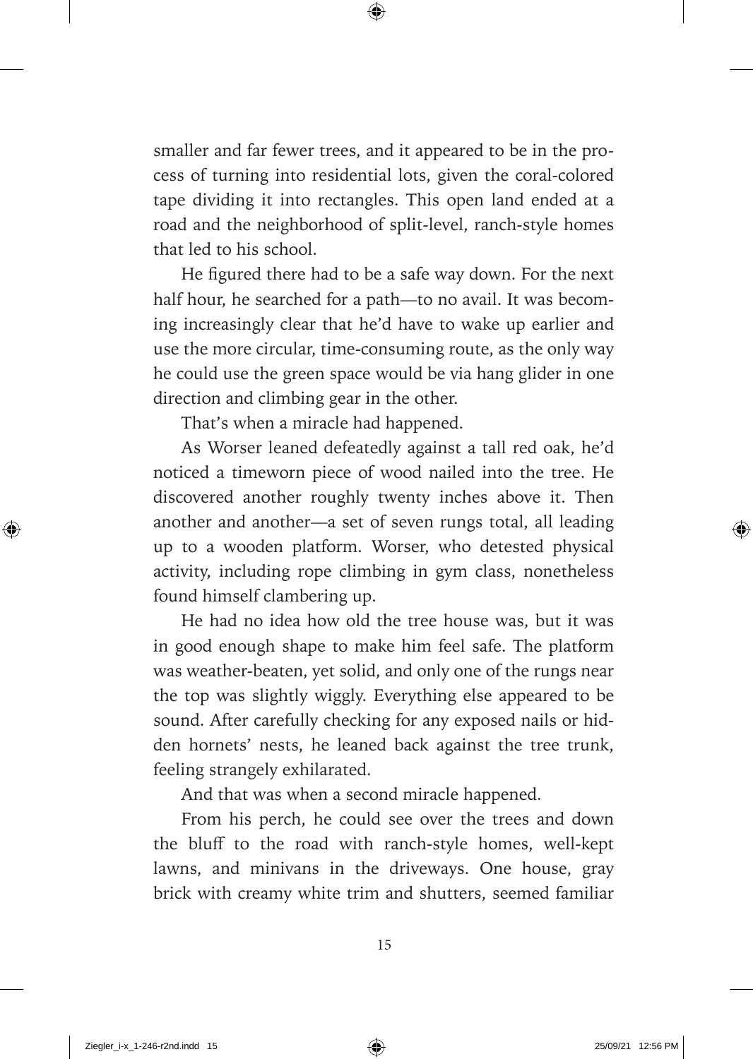smaller and far fewer trees, and it appeared to be in the process of turning into residential lots, given the coral-colored tape dividing it into rectangles. This open land ended at a road and the neighborhood of split-level, ranch-style homes that led to his school.

He figured there had to be a safe way down. For the next half hour, he searched for a path—to no avail. It was becoming increasingly clear that he'd have to wake up earlier and use the more circular, time-consuming route, as the only way he could use the green space would be via hang glider in one direction and climbing gear in the other.

That's when a miracle had happened.

As Worser leaned defeatedly against a tall red oak, he'd noticed a timeworn piece of wood nailed into the tree. He discovered another roughly twenty inches above it. Then another and another—a set of seven rungs total, all leading up to a wooden platform. Worser, who detested physical activity, including rope climbing in gym class, nonetheless found himself clambering up.

He had no idea how old the tree house was, but it was in good enough shape to make him feel safe. The platform was weather-beaten, yet solid, and only one of the rungs near the top was slightly wiggly. Everything else appeared to be sound. After carefully checking for any exposed nails or hidden hornets' nests, he leaned back against the tree trunk, feeling strangely exhilarated.

And that was when a second miracle happened.

From his perch, he could see over the trees and down the bluff to the road with ranch-style homes, well-kept lawns, and minivans in the driveways. One house, gray brick with creamy white trim and shutters, seemed familiar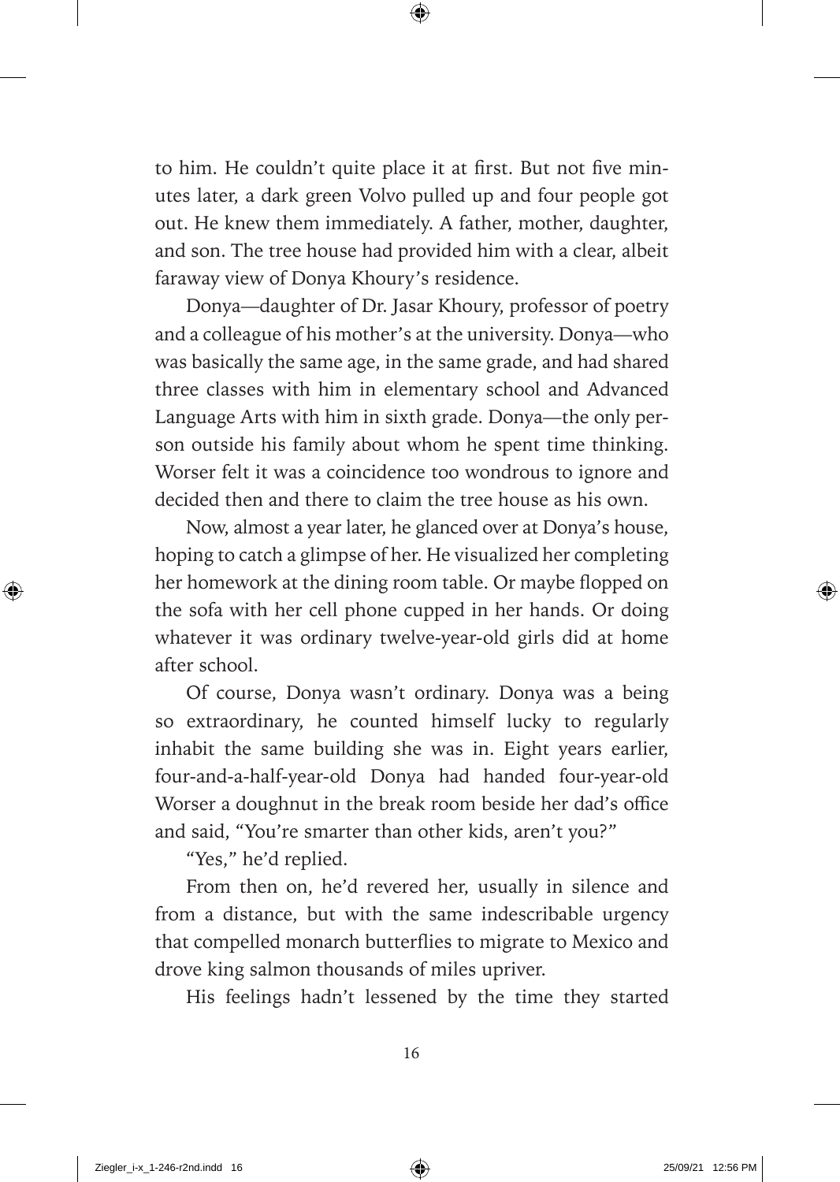to him. He couldn't quite place it at first. But not five minutes later, a dark green Volvo pulled up and four people got out. He knew them immediately. A father, mother, daughter, and son. The tree house had provided him with a clear, albeit faraway view of Donya Khoury's residence.

Donya—daughter of Dr. Jasar Khoury, professor of poetry and a colleague of his mother's at the university. Donya—who was basically the same age, in the same grade, and had shared three classes with him in elementary school and Advanced Language Arts with him in sixth grade. Donya—the only person outside his family about whom he spent time thinking. Worser felt it was a coincidence too wondrous to ignore and decided then and there to claim the tree house as his own.

Now, almost a year later, he glanced over at Donya's house, hoping to catch a glimpse of her. He visualized her completing her homework at the dining room table. Or maybe flopped on the sofa with her cell phone cupped in her hands. Or doing whatever it was ordinary twelve-year-old girls did at home after school.

Of course, Donya wasn't ordinary. Donya was a being so extraordinary, he counted himself lucky to regularly inhabit the same building she was in. Eight years earlier, four-and-a-half-year-old Donya had handed four-year-old Worser a doughnut in the break room beside her dad's office and said, "You're smarter than other kids, aren't you?"

"Yes," he'd replied.

From then on, he'd revered her, usually in silence and from a distance, but with the same indescribable urgency that compelled monarch butterflies to migrate to Mexico and drove king salmon thousands of miles upriver.

His feelings hadn't lessened by the time they started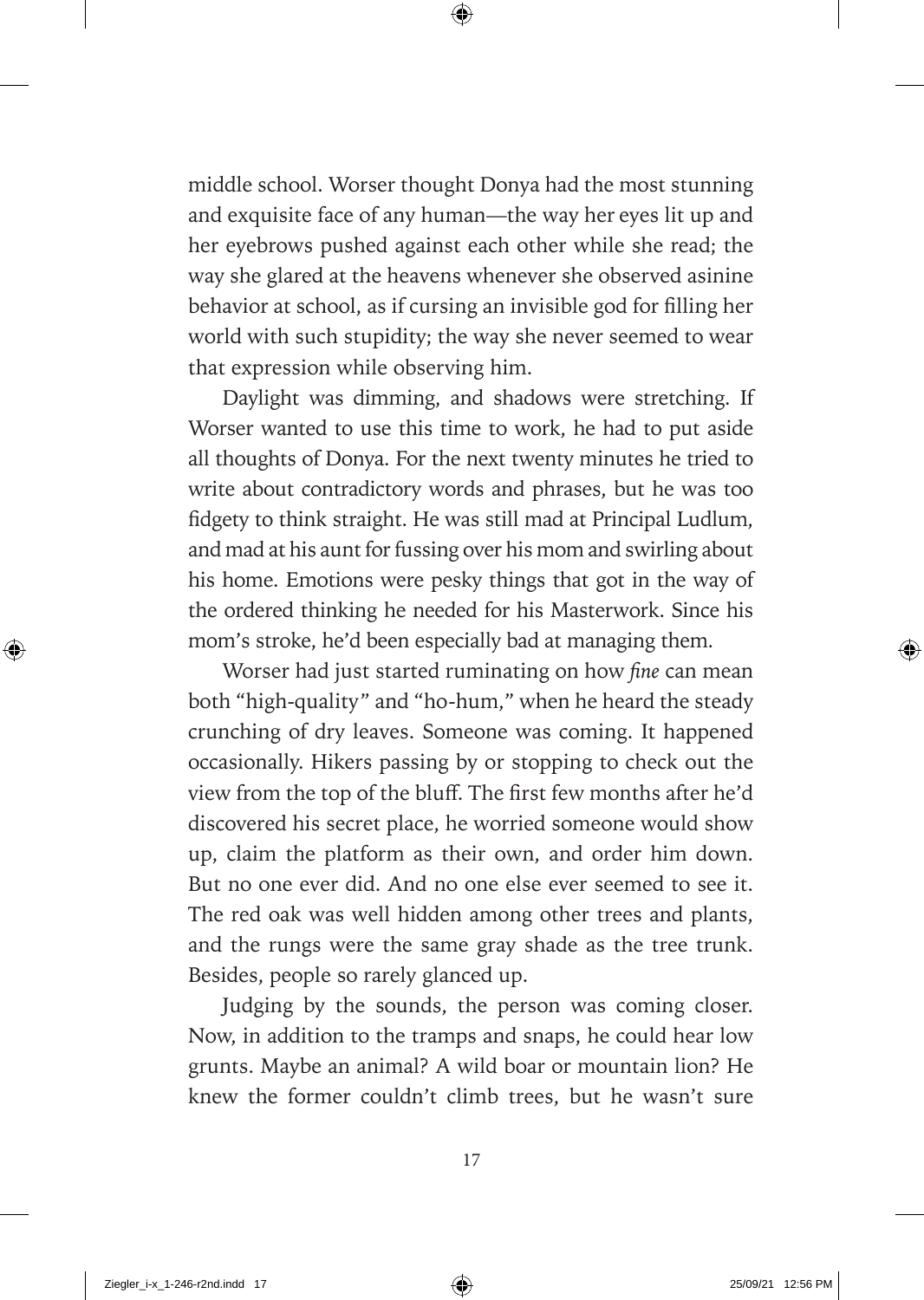middle school. Worser thought Donya had the most stunning and exquisite face of any human—the way her eyes lit up and her eyebrows pushed against each other while she read; the way she glared at the heavens whenever she observed asinine behavior at school, as if cursing an invisible god for filling her world with such stupidity; the way she never seemed to wear that expression while observing him.

Daylight was dimming, and shadows were stretching. If Worser wanted to use this time to work, he had to put aside all thoughts of Donya. For the next twenty minutes he tried to write about contradictory words and phrases, but he was too fidgety to think straight. He was still mad at Principal Ludlum, and mad at his aunt for fussing over his mom and swirling about his home. Emotions were pesky things that got in the way of the ordered thinking he needed for his Masterwork. Since his mom's stroke, he'd been especially bad at managing them.

Worser had just started ruminating on how *fine* can mean both "high-quality" and "ho-hum," when he heard the steady crunching of dry leaves. Someone was coming. It happened occasionally. Hikers passing by or stopping to check out the view from the top of the bluff. The first few months after he'd discovered his secret place, he worried someone would show up, claim the platform as their own, and order him down. But no one ever did. And no one else ever seemed to see it. The red oak was well hidden among other trees and plants, and the rungs were the same gray shade as the tree trunk. Besides, people so rarely glanced up.

Judging by the sounds, the person was coming closer. Now, in addition to the tramps and snaps, he could hear low grunts. Maybe an animal? A wild boar or mountain lion? He knew the former couldn't climb trees, but he wasn't sure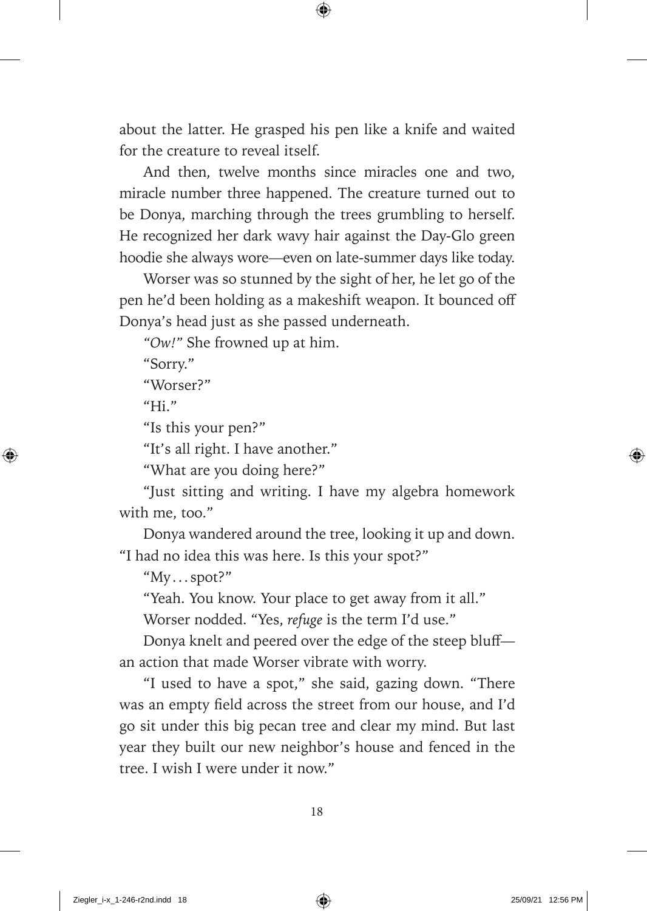about the latter. He grasped his pen like a knife and waited for the creature to reveal itself.

And then, twelve months since miracles one and two, miracle number three happened. The creature turned out to be Donya, marching through the trees grumbling to herself. He recognized her dark wavy hair against the Day-Glo green hoodie she always wore—even on late-summer days like today.

Worser was so stunned by the sight of her, he let go of the pen he'd been holding as a makeshift weapon. It bounced off Donya's head just as she passed underneath.

*"Ow!"* She frowned up at him.

"Sorry."

"Worser?"

"Hi."

"Is this your pen?"

"It's all right. I have another."

"What are you doing here?"

"Just sitting and writing. I have my algebra homework with me, too."

Donya wandered around the tree, looking it up and down. "I had no idea this was here. Is this your spot?"

"My . . . spot?"

"Yeah. You know. Your place to get away from it all."

Worser nodded. "Yes, *refuge* is the term I'd use."

Donya knelt and peered over the edge of the steep bluff—an action that made Worser vibrate with worry.

"I used to have a spot," she said, gazing down. "There was an empty field across the street from our house, and I'd go sit under this big pecan tree and clear my mind. But last year they built our new neighbor's house and fenced in the tree. I wish I were under it now."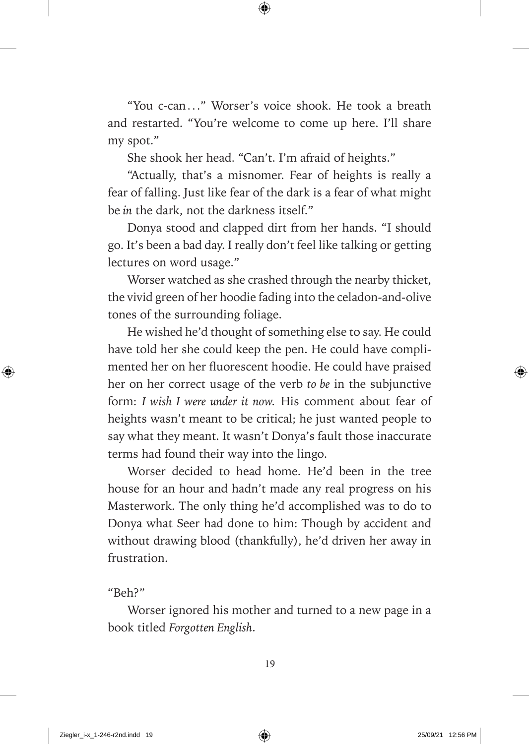"You c-can…" Worser's voice shook. He took a breath and restarted. "You're welcome to come up here. I'll share my spot."

She shook her head. "Can't. I'm afraid of heights."

"Actually, that's a misnomer. Fear of heights is really a fear of falling. Just like fear of the dark is a fear of what might be *in* the dark, not the darkness itself."

Donya stood and clapped dirt from her hands. "I should go. It's been a bad day. I really don't feel like talking or getting lectures on word usage."

Worser watched as she crashed through the nearby thicket, the vivid green of her hoodie fading into the celadon-and-olive tones of the surrounding foliage.

He wished he'd thought of something else to say. He could have told her she could keep the pen. He could have complimented her on her fluorescent hoodie. He could have praised her on her correct usage of the verb *to be* in the subjunctive form: *I wish I were under it now.* His comment about fear of heights wasn't meant to be critical; he just wanted people to say what they meant. It wasn't Donya's fault those inaccurate terms had found their way into the lingo.

Worser decided to head home. He'd been in the tree house for an hour and hadn't made any real progress on his Masterwork. The only thing he'd accomplished was to do to Donya what Seer had done to him: Though by accident and without drawing blood (thankfully), he'd driven her away in frustration.

"Beh?"

Worser ignored his mother and turned to a new page in a book titled *Forgotten English*.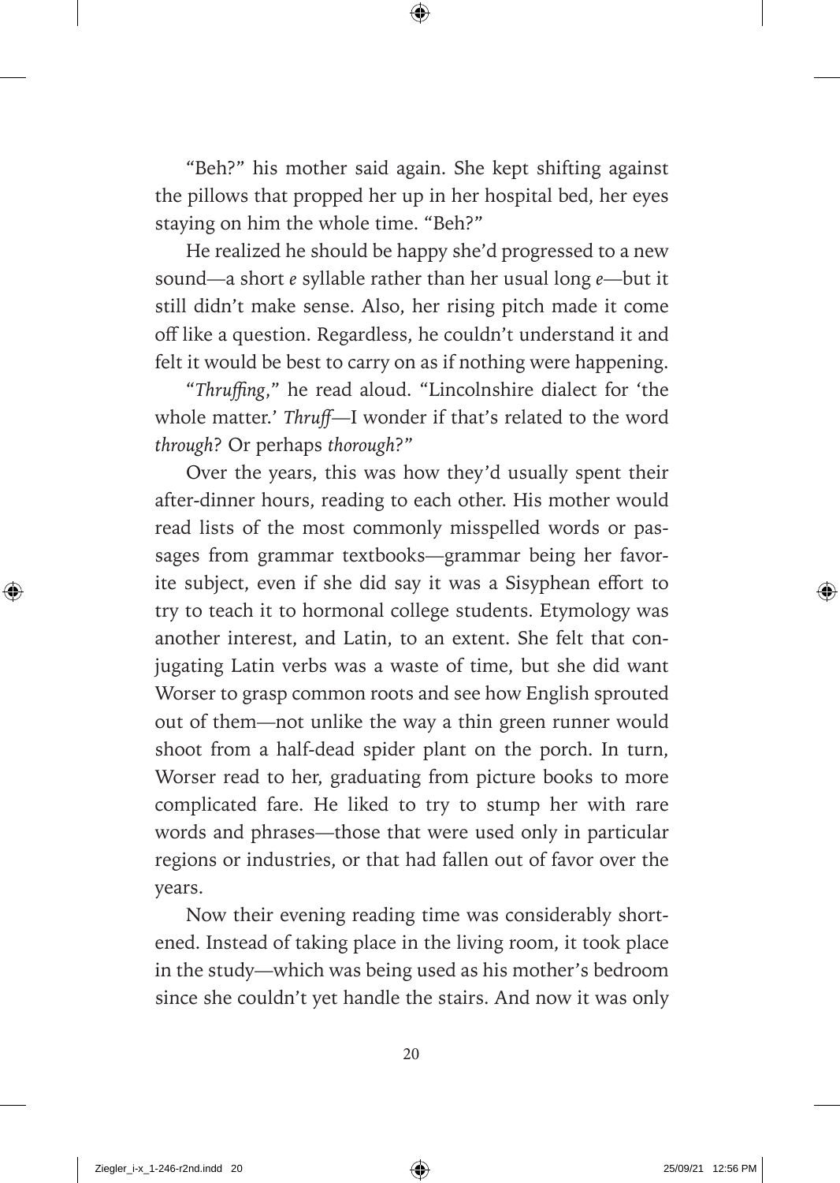"Beh?" his mother said again. She kept shifting against the pillows that propped her up in her hospital bed, her eyes staying on him the whole time. "Beh?"

He realized he should be happy she'd progressed to a new sound—a short *e* syllable rather than her usual long *e*—but it still didn't make sense. Also, her rising pitch made it come off like a question. Regardless, he couldn't understand it and felt it would be best to carry on as if nothing were happening.

"*Thruffing*," he read aloud. "Lincolnshire dialect for 'the whole matter.' *Thruff*—I wonder if that's related to the word *through*? Or perhaps *thorough*?"

Over the years, this was how they'd usually spent their after-dinner hours, reading to each other. His mother would read lists of the most commonly misspelled words or passages from grammar textbooks—grammar being her favorite subject, even if she did say it was a Sisyphean effort to try to teach it to hormonal college students. Etymology was another interest, and Latin, to an extent. She felt that conjugating Latin verbs was a waste of time, but she did want Worser to grasp common roots and see how English sprouted out of them—not unlike the way a thin green runner would shoot from a half-dead spider plant on the porch. In turn, Worser read to her, graduating from picture books to more complicated fare. He liked to try to stump her with rare words and phrases—those that were used only in particular regions or industries, or that had fallen out of favor over the years.

Now their evening reading time was considerably shortened. Instead of taking place in the living room, it took place in the study—which was being used as his mother's bedroom since she couldn't yet handle the stairs. And now it was only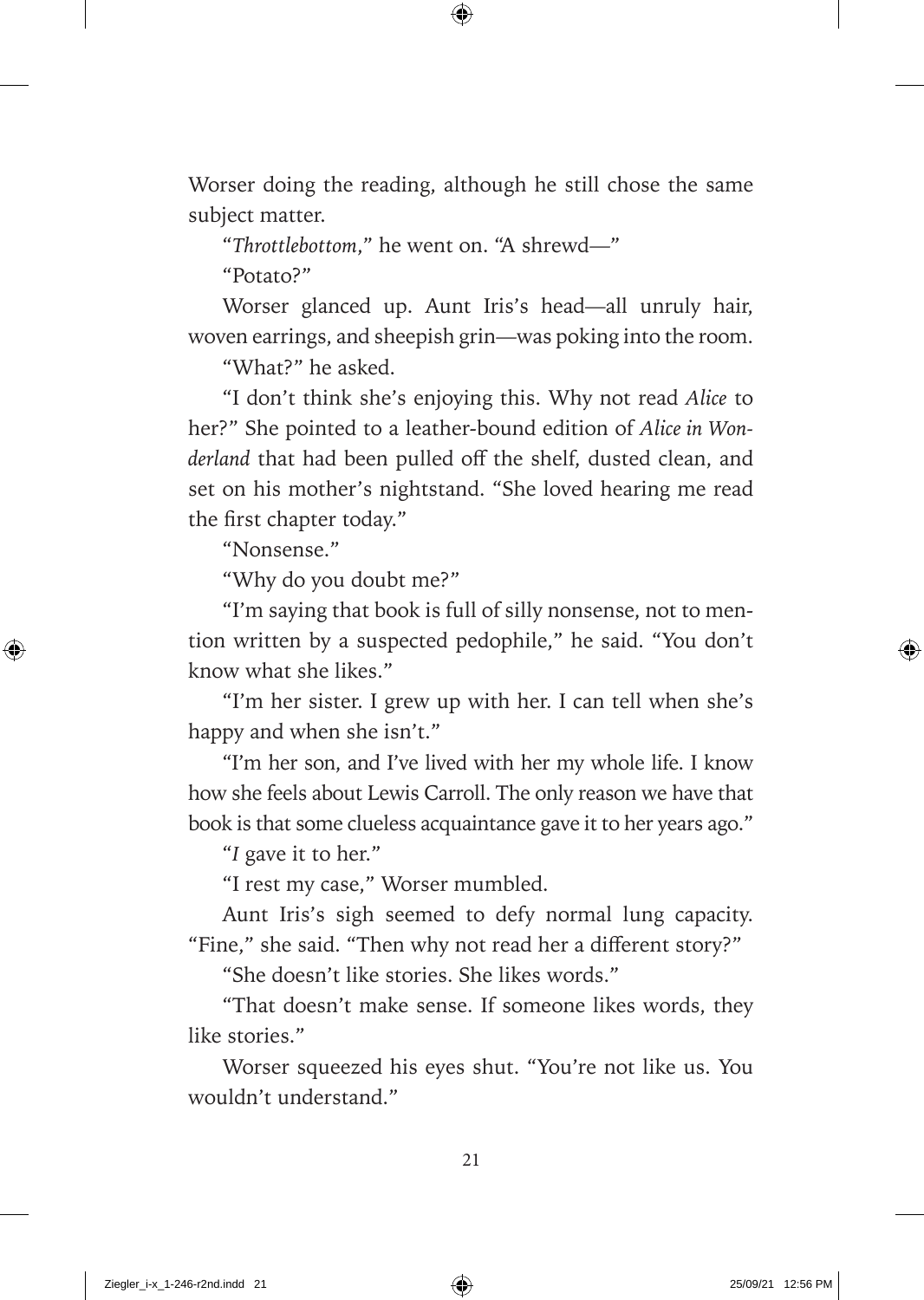Worser doing the reading, although he still chose the same subject matter.

"*Throttlebottom*," he went on. "A shrewd—"

"Potato?"

Worser glanced up. Aunt Iris's head—all unruly hair, woven earrings, and sheepish grin—was poking into the room.

"What?" he asked.

"I don't think she's enjoying this. Why not read *Alice* to her?" She pointed to a leather-bound edition of *Alice in Wonderland* that had been pulled off the shelf, dusted clean, and set on his mother's nightstand. "She loved hearing me read the first chapter today."

"Nonsense."

"Why do you doubt me?"

"I'm saying that book is full of silly nonsense, not to mention written by a suspected pedophile," he said. "You don't know what she likes."

"I'm her sister. I grew up with her. I can tell when she's happy and when she isn't."

"I'm her son, and I've lived with her my whole life. I know how she feels about Lewis Carroll. The only reason we have that book is that some clueless acquaintance gave it to her years ago."

"*I* gave it to her."

"I rest my case," Worser mumbled.

Aunt Iris's sigh seemed to defy normal lung capacity. "Fine," she said. "Then why not read her a different story?"

"She doesn't like stories. She likes words."

"That doesn't make sense. If someone likes words, they like stories."

Worser squeezed his eyes shut. "You're not like us. You wouldn't understand."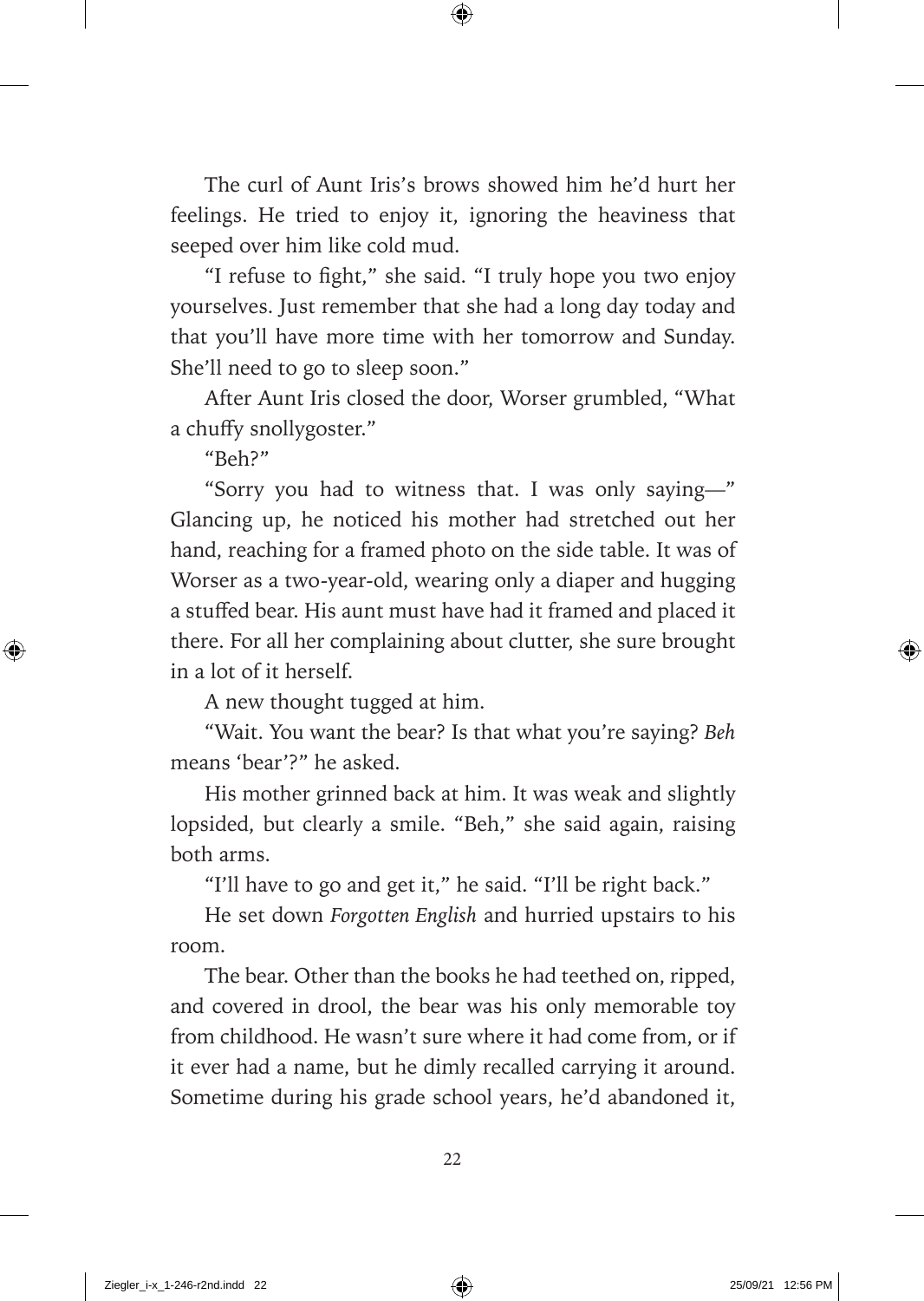The curl of Aunt Iris's brows showed him he'd hurt her feelings. He tried to enjoy it, ignoring the heaviness that seeped over him like cold mud.

"I refuse to fight," she said. "I truly hope you two enjoy yourselves. Just remember that she had a long day today and that you'll have more time with her tomorrow and Sunday. She'll need to go to sleep soon."

After Aunt Iris closed the door, Worser grumbled, "What a chuffy snollygoster."

"Beh?"

"Sorry you had to witness that. I was only saying—" Glancing up, he noticed his mother had stretched out her hand, reaching for a framed photo on the side table. It was of Worser as a two-year-old, wearing only a diaper and hugging a stuffed bear. His aunt must have had it framed and placed it there. For all her complaining about clutter, she sure brought in a lot of it herself.

A new thought tugged at him.

"Wait. You want the bear? Is that what you're saying? *Beh* means 'bear'?" he asked.

His mother grinned back at him. It was weak and slightly lopsided, but clearly a smile. "Beh," she said again, raising both arms.

"I'll have to go and get it," he said. "I'll be right back."

He set down *Forgotten English* and hurried upstairs to his room.

The bear. Other than the books he had teethed on, ripped, and covered in drool, the bear was his only memorable toy from childhood. He wasn't sure where it had come from, or if it ever had a name, but he dimly recalled carrying it around. Sometime during his grade school years, he'd abandoned it,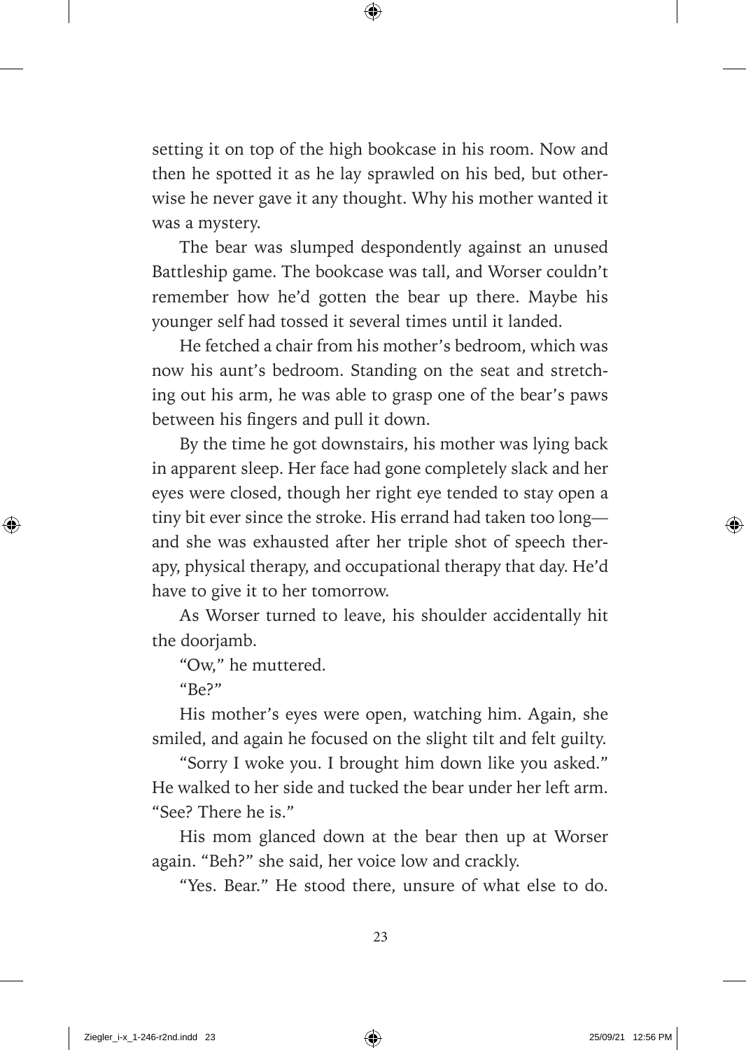setting it on top of the high bookcase in his room. Now and then he spotted it as he lay sprawled on his bed, but otherwise he never gave it any thought. Why his mother wanted it was a mystery.

The bear was slumped despondently against an unused Battleship game. The bookcase was tall, and Worser couldn't remember how he'd gotten the bear up there. Maybe his younger self had tossed it several times until it landed.

He fetched a chair from his mother's bedroom, which was now his aunt's bedroom. Standing on the seat and stretching out his arm, he was able to grasp one of the bear's paws between his fingers and pull it down.

By the time he got downstairs, his mother was lying back in apparent sleep. Her face had gone completely slack and her eyes were closed, though her right eye tended to stay open a tiny bit ever since the stroke. His errand had taken too long—and she was exhausted after her triple shot of speech therapy, physical therapy, and occupational therapy that day. He'd have to give it to her tomorrow.

As Worser turned to leave, his shoulder accidentally hit the doorjamb.

"Ow," he muttered.

"Be?"

His mother's eyes were open, watching him. Again, she smiled, and again he focused on the slight tilt and felt guilty.

"Sorry I woke you. I brought him down like you asked." He walked to her side and tucked the bear under her left arm. "See? There he is."

His mom glanced down at the bear then up at Worser again. "Beh?" she said, her voice low and crackly.

"Yes. Bear." He stood there, unsure of what else to do.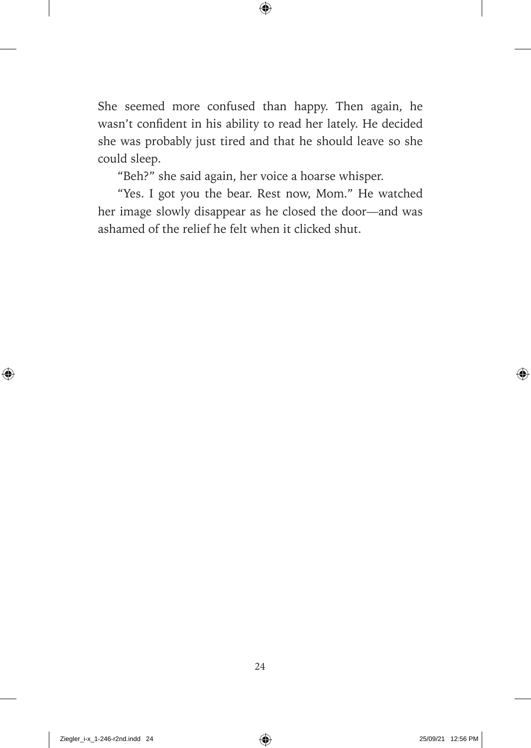She seemed more confused than happy. Then again, he wasn't confident in his ability to read her lately. He decided she was probably just tired and that he should leave so she could sleep.

"Beh?" she said again, her voice a hoarse whisper.

"Yes. I got you the bear. Rest now, Mom." He watched her image slowly disappear as he closed the door—and was ashamed of the relief he felt when it clicked shut.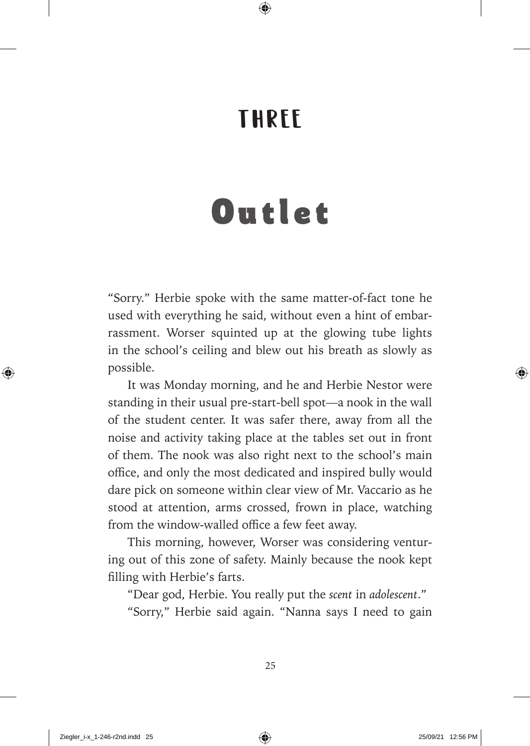# THREE

# Outlet

"Sorry." Herbie spoke with the same matter-of-fact tone he used with everything he said, without even a hint of embarrassment. Worser squinted up at the glowing tube lights in the school's ceiling and blew out his breath as slowly as possible.

It was Monday morning, and he and Herbie Nestor were standing in their usual pre-start-bell spot—a nook in the wall of the student center. It was safer there, away from all the noise and activity taking place at the tables set out in front of them. The nook was also right next to the school's main office, and only the most dedicated and inspired bully would dare pick on someone within clear view of Mr. Vaccario as he stood at attention, arms crossed, frown in place, watching from the window-walled office a few feet away.

This morning, however, Worser was considering venturing out of this zone of safety. Mainly because the nook kept filling with Herbie's farts.

"Dear god, Herbie. You really put the *scent* in *adolescent*."

"Sorry," Herbie said again. "Nanna says I need to gain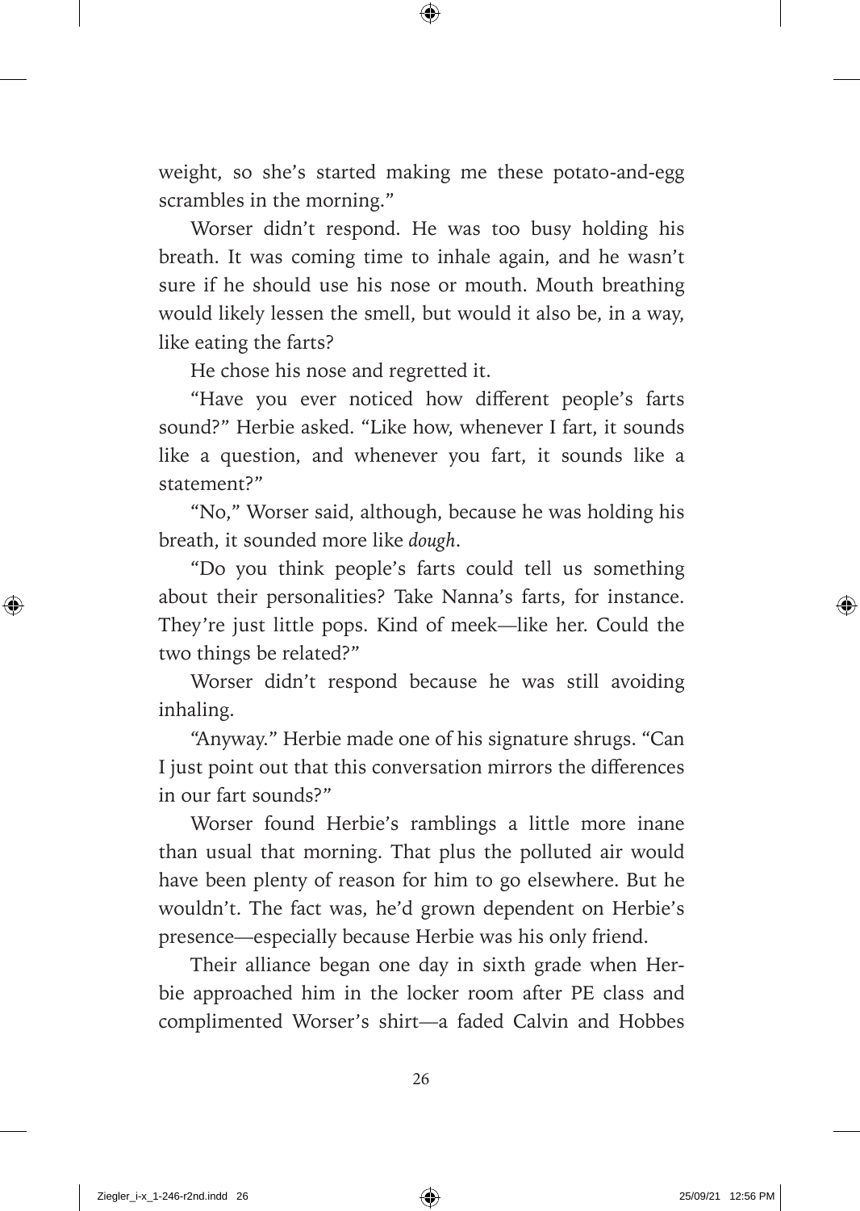weight, so she's started making me these potato-and-egg scrambles in the morning."

Worser didn't respond. He was too busy holding his breath. It was coming time to inhale again, and he wasn't sure if he should use his nose or mouth. Mouth breathing would likely lessen the smell, but would it also be, in a way, like eating the farts?

He chose his nose and regretted it.

"Have you ever noticed how different people's farts sound?" Herbie asked. "Like how, whenever I fart, it sounds like a question, and whenever you fart, it sounds like a statement?"

"No," Worser said, although, because he was holding his breath, it sounded more like *dough*.

"Do you think people's farts could tell us something about their personalities? Take Nanna's farts, for instance. They're just little pops. Kind of meek—like her. Could the two things be related?"

Worser didn't respond because he was still avoiding inhaling.

"Anyway." Herbie made one of his signature shrugs. "Can I just point out that this conversation mirrors the differences in our fart sounds?"

Worser found Herbie's ramblings a little more inane than usual that morning. That plus the polluted air would have been plenty of reason for him to go elsewhere. But he wouldn't. The fact was, he'd grown dependent on Herbie's presence—especially because Herbie was his only friend.

Their alliance began one day in sixth grade when Herbie approached him in the locker room after PE class and complimented Worser's shirt—a faded Calvin and Hobbes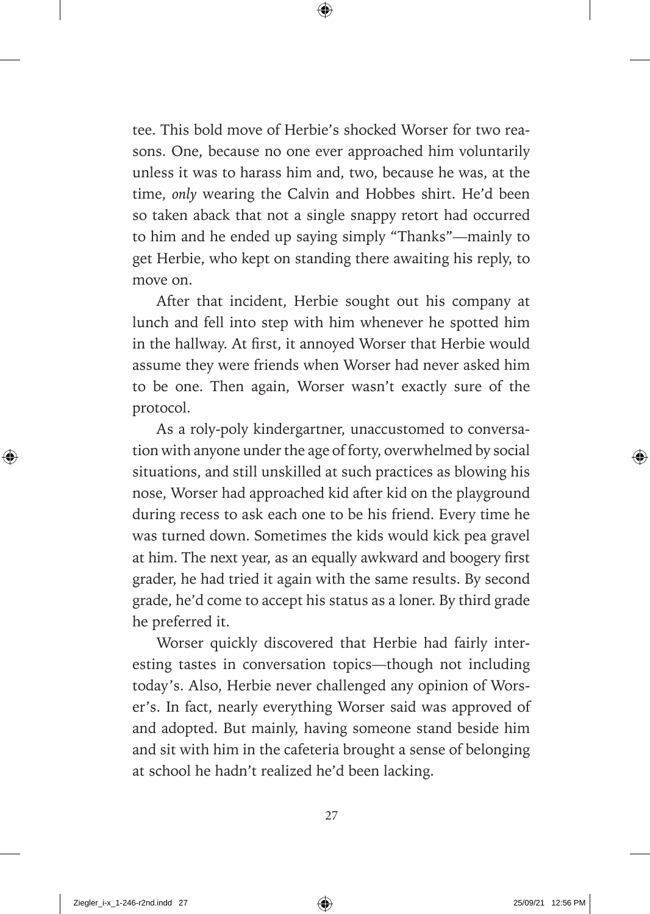tee. This bold move of Herbie's shocked Worser for two reasons. One, because no one ever approached him voluntarily unless it was to harass him and, two, because he was, at the time, *only* wearing the Calvin and Hobbes shirt. He'd been so taken aback that not a single snappy retort had occurred to him and he ended up saying simply "Thanks"—mainly to get Herbie, who kept on standing there awaiting his reply, to move on.

After that incident, Herbie sought out his company at lunch and fell into step with him whenever he spotted him in the hallway. At first, it annoyed Worser that Herbie would assume they were friends when Worser had never asked him to be one. Then again, Worser wasn't exactly sure of the protocol.

As a roly-poly kindergartner, unaccustomed to conversation with anyone under the age of forty, overwhelmed by social situations, and still unskilled at such practices as blowing his nose, Worser had approached kid after kid on the playground during recess to ask each one to be his friend. Every time he was turned down. Sometimes the kids would kick pea gravel at him. The next year, as an equally awkward and boogery first grader, he had tried it again with the same results. By second grade, he'd come to accept his status as a loner. By third grade he preferred it.

Worser quickly discovered that Herbie had fairly interesting tastes in conversation topics—though not including today's. Also, Herbie never challenged any opinion of Worser's. In fact, nearly everything Worser said was approved of and adopted. But mainly, having someone stand beside him and sit with him in the cafeteria brought a sense of belonging at school he hadn't realized he'd been lacking.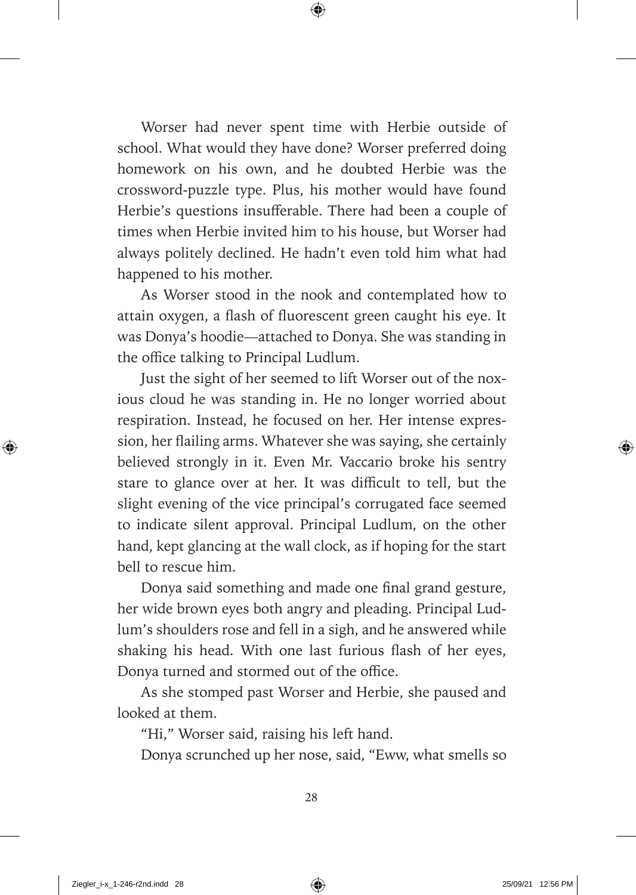Worser had never spent time with Herbie outside of school. What would they have done? Worser preferred doing homework on his own, and he doubted Herbie was the crossword-puzzle type. Plus, his mother would have found Herbie's questions insufferable. There had been a couple of times when Herbie invited him to his house, but Worser had always politely declined. He hadn't even told him what had happened to his mother.

As Worser stood in the nook and contemplated how to attain oxygen, a flash of fluorescent green caught his eye. It was Donya's hoodie—attached to Donya. She was standing in the office talking to Principal Ludlum.

Just the sight of her seemed to lift Worser out of the noxious cloud he was standing in. He no longer worried about respiration. Instead, he focused on her. Her intense expression, her flailing arms. Whatever she was saying, she certainly believed strongly in it. Even Mr. Vaccario broke his sentry stare to glance over at her. It was difficult to tell, but the slight evening of the vice principal's corrugated face seemed to indicate silent approval. Principal Ludlum, on the other hand, kept glancing at the wall clock, as if hoping for the start bell to rescue him.

Donya said something and made one final grand gesture, her wide brown eyes both angry and pleading. Principal Ludlum's shoulders rose and fell in a sigh, and he answered while shaking his head. With one last furious flash of her eyes, Donya turned and stormed out of the office.

As she stomped past Worser and Herbie, she paused and looked at them.

"Hi," Worser said, raising his left hand.

Donya scrunched up her nose, said, "Eww, what smells so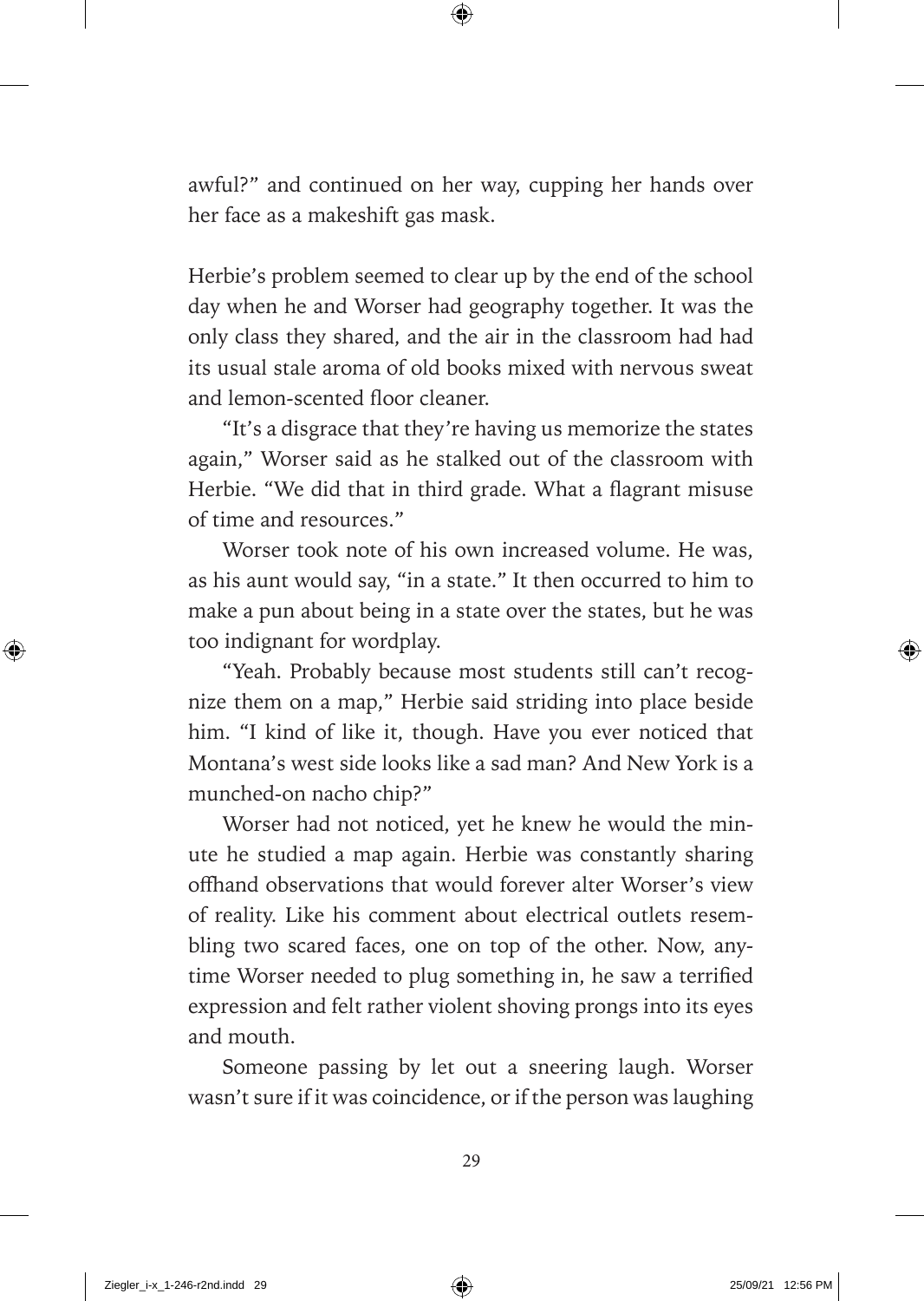awful?" and continued on her way, cupping her hands over her face as a makeshift gas mask.

Herbie's problem seemed to clear up by the end of the school day when he and Worser had geography together. It was the only class they shared, and the air in the classroom had had its usual stale aroma of old books mixed with nervous sweat and lemon-scented floor cleaner.

"It's a disgrace that they're having us memorize the states again," Worser said as he stalked out of the classroom with Herbie. "We did that in third grade. What a flagrant misuse of time and resources."

Worser took note of his own increased volume. He was, as his aunt would say, "in a state." It then occurred to him to make a pun about being in a state over the states, but he was too indignant for wordplay.

"Yeah. Probably because most students still can't recognize them on a map," Herbie said striding into place beside him. "I kind of like it, though. Have you ever noticed that Montana's west side looks like a sad man? And New York is a munched-on nacho chip?"

Worser had not noticed, yet he knew he would the minute he studied a map again. Herbie was constantly sharing offhand observations that would forever alter Worser's view of reality. Like his comment about electrical outlets resembling two scared faces, one on top of the other. Now, anytime Worser needed to plug something in, he saw a terrified expression and felt rather violent shoving prongs into its eyes and mouth.

Someone passing by let out a sneering laugh. Worser wasn't sure if it was coincidence, or if the person was laughing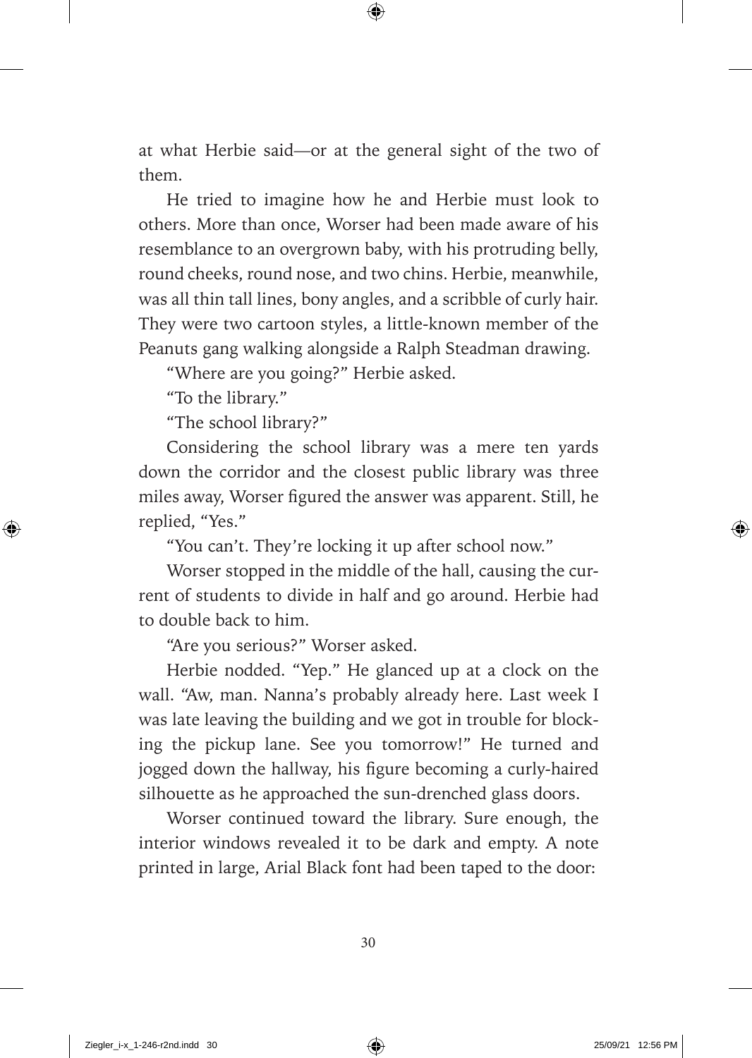at what Herbie said—or at the general sight of the two of them.

He tried to imagine how he and Herbie must look to others. More than once, Worser had been made aware of his resemblance to an overgrown baby, with his protruding belly, round cheeks, round nose, and two chins. Herbie, meanwhile, was all thin tall lines, bony angles, and a scribble of curly hair. They were two cartoon styles, a little-known member of the Peanuts gang walking alongside a Ralph Steadman drawing.

"Where are you going?" Herbie asked.

"To the library."

"The school library?"

Considering the school library was a mere ten yards down the corridor and the closest public library was three miles away, Worser figured the answer was apparent. Still, he replied, "Yes."

"You can't. They're locking it up after school now."

Worser stopped in the middle of the hall, causing the current of students to divide in half and go around. Herbie had to double back to him.

"Are you serious?" Worser asked.

Herbie nodded. "Yep." He glanced up at a clock on the wall. "Aw, man. Nanna's probably already here. Last week I was late leaving the building and we got in trouble for blocking the pickup lane. See you tomorrow!" He turned and jogged down the hallway, his figure becoming a curly-haired silhouette as he approached the sun-drenched glass doors.

Worser continued toward the library. Sure enough, the interior windows revealed it to be dark and empty. A note printed in large, Arial Black font had been taped to the door: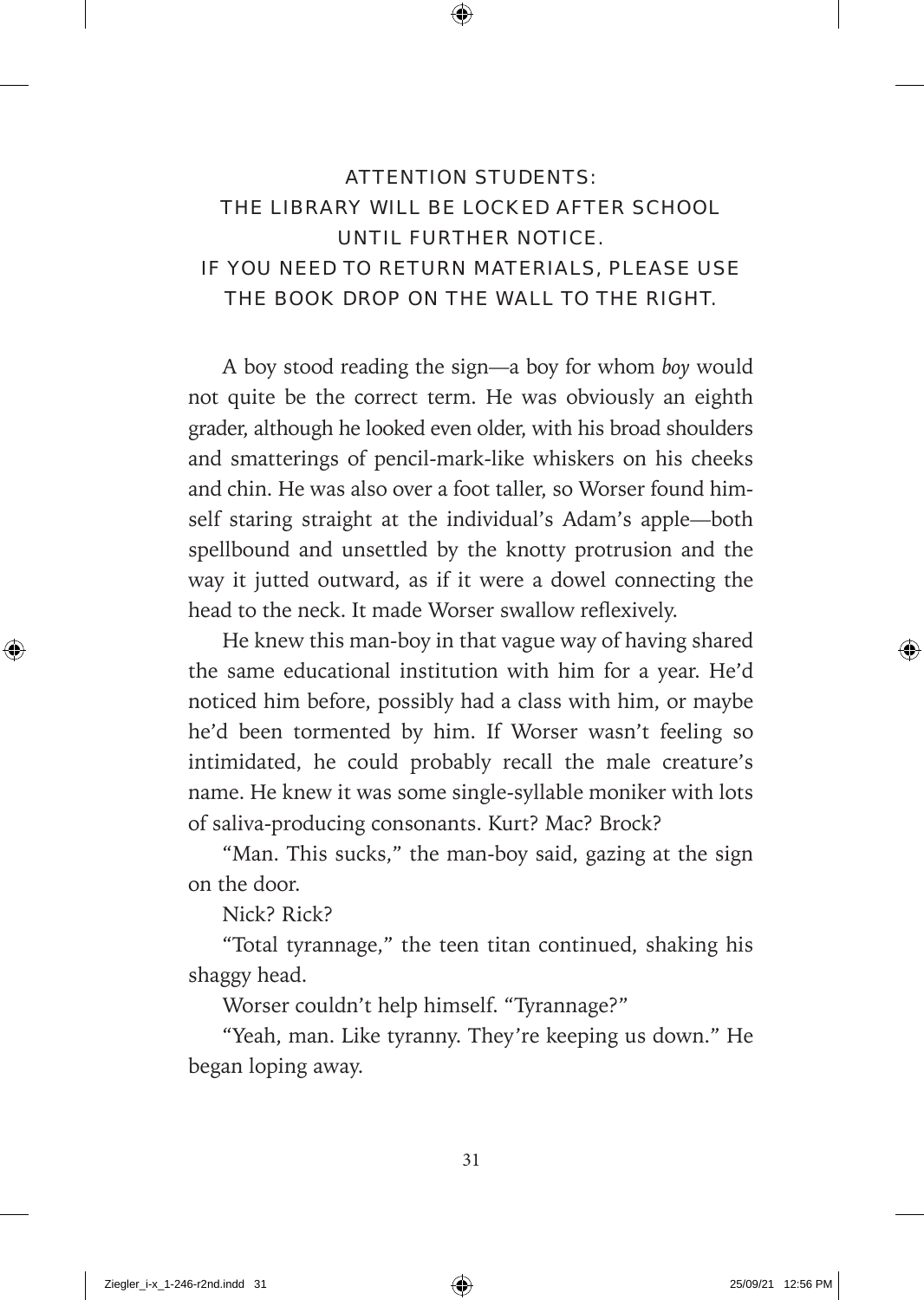ATTENTION STUDENTS:
THE LIBRARY WILL BE LOCKED AFTER SCHOOL
UNTIL FURTHER NOTICE.
IF YOU NEED TO RETURN MATERIALS, PLEASE USE
THE BOOK DROP ON THE WALL TO THE RIGHT.

A boy stood reading the sign—a boy for whom *boy* would not quite be the correct term. He was obviously an eighth grader, although he looked even older, with his broad shoulders and smatterings of pencil-mark-like whiskers on his cheeks and chin. He was also over a foot taller, so Worser found himself staring straight at the individual's Adam's apple—both spellbound and unsettled by the knotty protrusion and the way it jutted outward, as if it were a dowel connecting the head to the neck. It made Worser swallow reflexively.

He knew this man-boy in that vague way of having shared the same educational institution with him for a year. He'd noticed him before, possibly had a class with him, or maybe he'd been tormented by him. If Worser wasn't feeling so intimidated, he could probably recall the male creature's name. He knew it was some single-syllable moniker with lots of saliva-producing consonants. Kurt? Mac? Brock?

"Man. This sucks," the man-boy said, gazing at the sign on the door.

Nick? Rick?

"Total tyrannage," the teen titan continued, shaking his shaggy head.

Worser couldn't help himself. "Tyrannage?"

"Yeah, man. Like tyranny. They're keeping us down." He began loping away.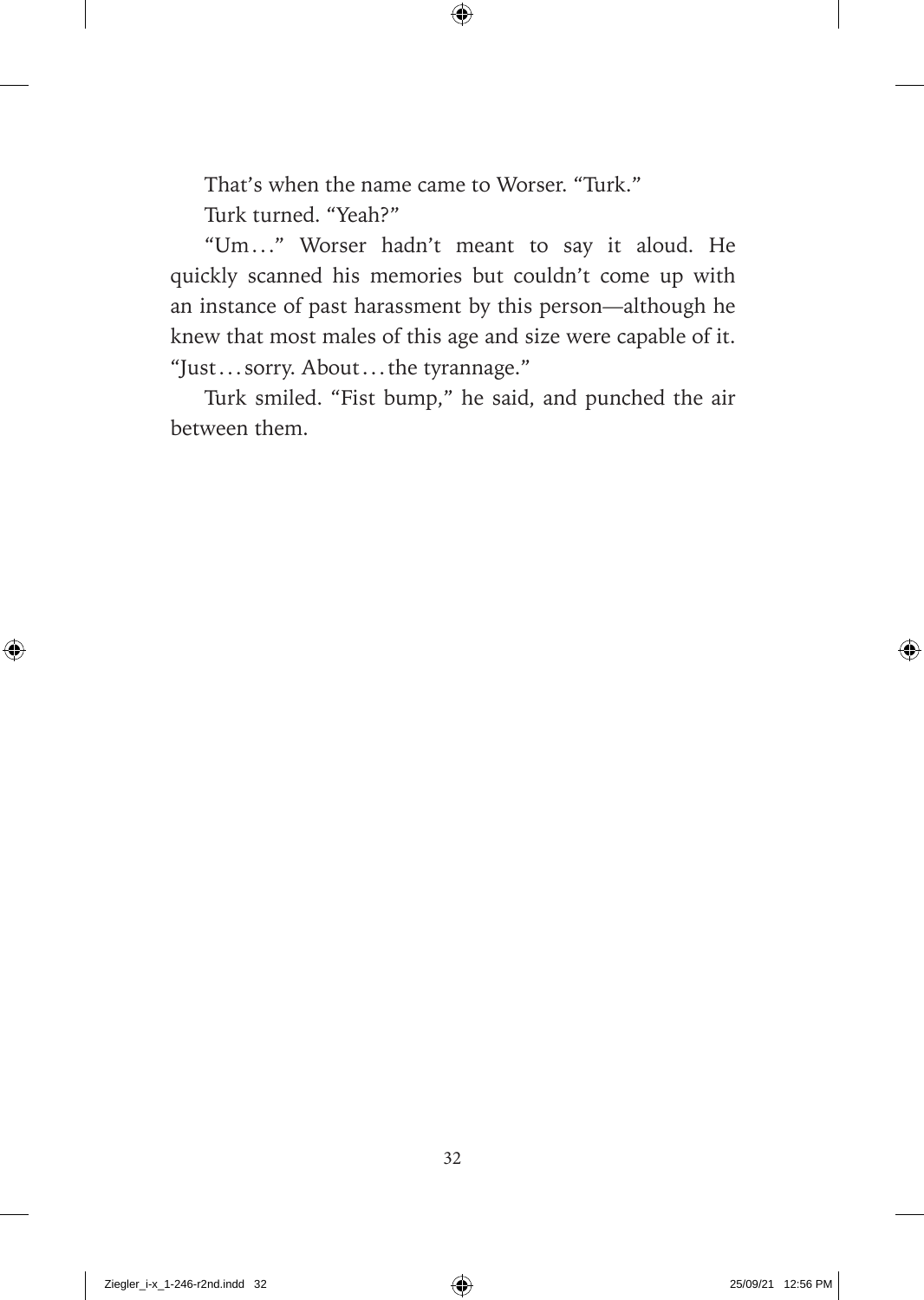That's when the name came to Worser. "Turk."

Turk turned. "Yeah?"

"Um…" Worser hadn't meant to say it aloud. He quickly scanned his memories but couldn't come up with an instance of past harassment by this person—although he knew that most males of this age and size were capable of it. "Just…sorry. About…the tyrannage."

Turk smiled. "Fist bump," he said, and punched the air between them.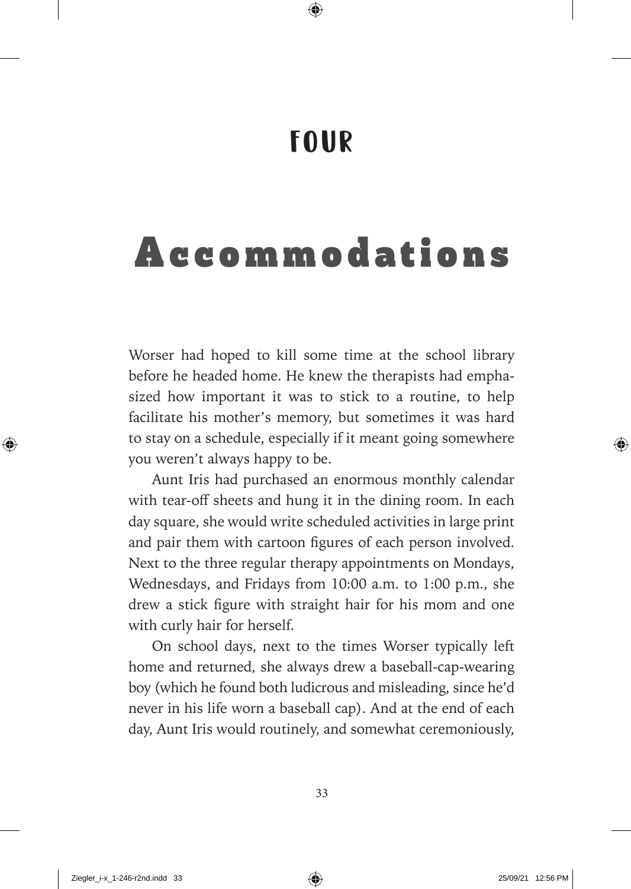# FOUR

# Accommodations

Worser had hoped to kill some time at the school library before he headed home. He knew the therapists had emphasized how important it was to stick to a routine, to help facilitate his mother's memory, but sometimes it was hard to stay on a schedule, especially if it meant going somewhere you weren't always happy to be.

Aunt Iris had purchased an enormous monthly calendar with tear-off sheets and hung it in the dining room. In each day square, she would write scheduled activities in large print and pair them with cartoon figures of each person involved. Next to the three regular therapy appointments on Mondays, Wednesdays, and Fridays from 10:00 a.m. to 1:00 p.m., she drew a stick figure with straight hair for his mom and one with curly hair for herself.

On school days, next to the times Worser typically left home and returned, she always drew a baseball-cap-wearing boy (which he found both ludicrous and misleading, since he'd never in his life worn a baseball cap). And at the end of each day, Aunt Iris would routinely, and somewhat ceremoniously,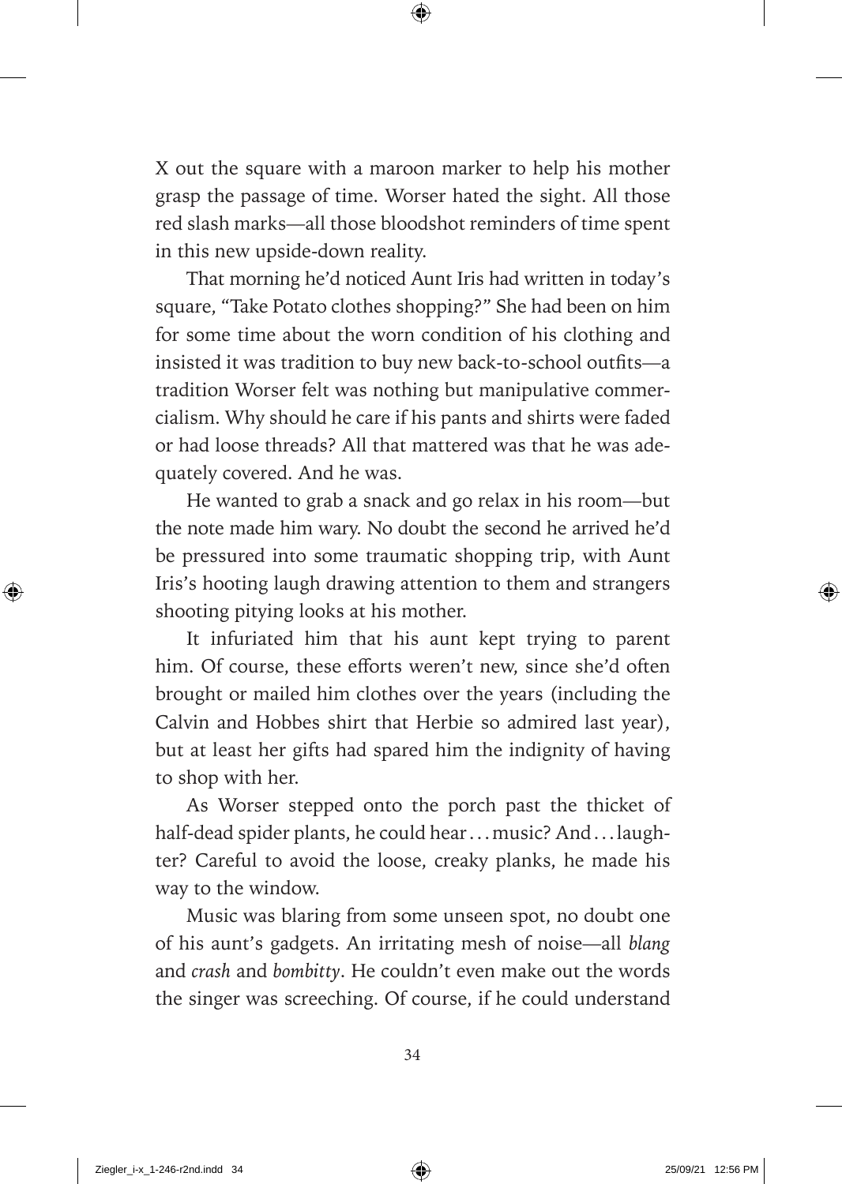X out the square with a maroon marker to help his mother grasp the passage of time. Worser hated the sight. All those red slash marks—all those bloodshot reminders of time spent in this new upside-down reality.

That morning he'd noticed Aunt Iris had written in today's square, "Take Potato clothes shopping?" She had been on him for some time about the worn condition of his clothing and insisted it was tradition to buy new back-to-school outfits—a tradition Worser felt was nothing but manipulative commercialism. Why should he care if his pants and shirts were faded or had loose threads? All that mattered was that he was adequately covered. And he was.

He wanted to grab a snack and go relax in his room—but the note made him wary. No doubt the second he arrived he'd be pressured into some traumatic shopping trip, with Aunt Iris's hooting laugh drawing attention to them and strangers shooting pitying looks at his mother.

It infuriated him that his aunt kept trying to parent him. Of course, these efforts weren't new, since she'd often brought or mailed him clothes over the years (including the Calvin and Hobbes shirt that Herbie so admired last year), but at least her gifts had spared him the indignity of having to shop with her.

As Worser stepped onto the porch past the thicket of half-dead spider plants, he could hear . . . music? And . . . laughter? Careful to avoid the loose, creaky planks, he made his way to the window.

Music was blaring from some unseen spot, no doubt one of his aunt's gadgets. An irritating mesh of noise—all *blang* and *crash* and *bombitty*. He couldn't even make out the words the singer was screeching. Of course, if he could understand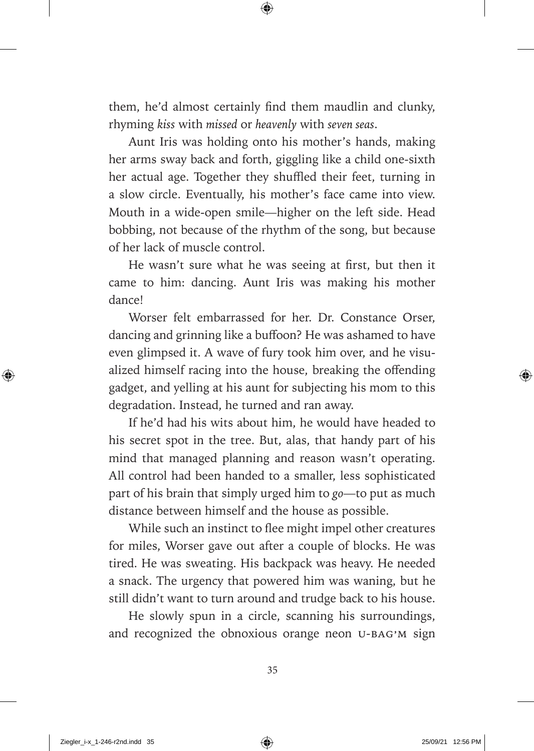them, he'd almost certainly find them maudlin and clunky, rhyming *kiss* with *missed* or *heavenly* with *seven seas*.

Aunt Iris was holding onto his mother's hands, making her arms sway back and forth, giggling like a child one-sixth her actual age. Together they shuffled their feet, turning in a slow circle. Eventually, his mother's face came into view. Mouth in a wide-open smile—higher on the left side. Head bobbing, not because of the rhythm of the song, but because of her lack of muscle control.

He wasn't sure what he was seeing at first, but then it came to him: dancing. Aunt Iris was making his mother dance!

Worser felt embarrassed for her. Dr. Constance Orser, dancing and grinning like a buffoon? He was ashamed to have even glimpsed it. A wave of fury took him over, and he visualized himself racing into the house, breaking the offending gadget, and yelling at his aunt for subjecting his mom to this degradation. Instead, he turned and ran away.

If he'd had his wits about him, he would have headed to his secret spot in the tree. But, alas, that handy part of his mind that managed planning and reason wasn't operating. All control had been handed to a smaller, less sophisticated part of his brain that simply urged him to *go*—to put as much distance between himself and the house as possible.

While such an instinct to flee might impel other creatures for miles, Worser gave out after a couple of blocks. He was tired. He was sweating. His backpack was heavy. He needed a snack. The urgency that powered him was waning, but he still didn't want to turn around and trudge back to his house.

He slowly spun in a circle, scanning his surroundings, and recognized the obnoxious orange neon U-BAG'M sign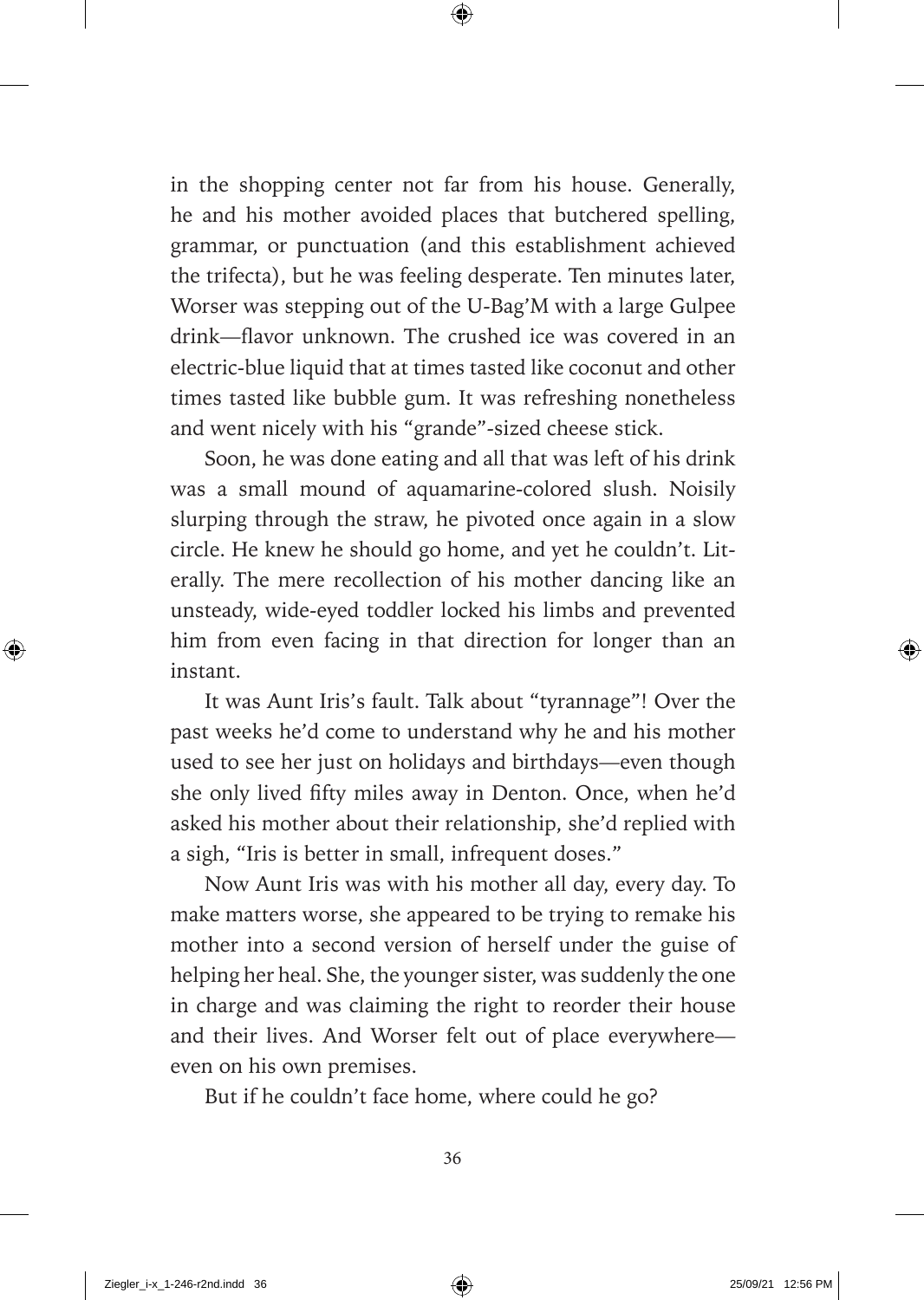in the shopping center not far from his house. Generally, he and his mother avoided places that butchered spelling, grammar, or punctuation (and this establishment achieved the trifecta), but he was feeling desperate. Ten minutes later, Worser was stepping out of the U-Bag'M with a large Gulpee drink—flavor unknown. The crushed ice was covered in an electric-blue liquid that at times tasted like coconut and other times tasted like bubble gum. It was refreshing nonetheless and went nicely with his "grande"-sized cheese stick.

Soon, he was done eating and all that was left of his drink was a small mound of aquamarine-colored slush. Noisily slurping through the straw, he pivoted once again in a slow circle. He knew he should go home, and yet he couldn't. Literally. The mere recollection of his mother dancing like an unsteady, wide-eyed toddler locked his limbs and prevented him from even facing in that direction for longer than an instant.

It was Aunt Iris's fault. Talk about "tyrannage"! Over the past weeks he'd come to understand why he and his mother used to see her just on holidays and birthdays—even though she only lived fifty miles away in Denton. Once, when he'd asked his mother about their relationship, she'd replied with a sigh, "Iris is better in small, infrequent doses."

Now Aunt Iris was with his mother all day, every day. To make matters worse, she appeared to be trying to remake his mother into a second version of herself under the guise of helping her heal. She, the younger sister, was suddenly the one in charge and was claiming the right to reorder their house and their lives. And Worser felt out of place everywhere—even on his own premises.

But if he couldn't face home, where could he go?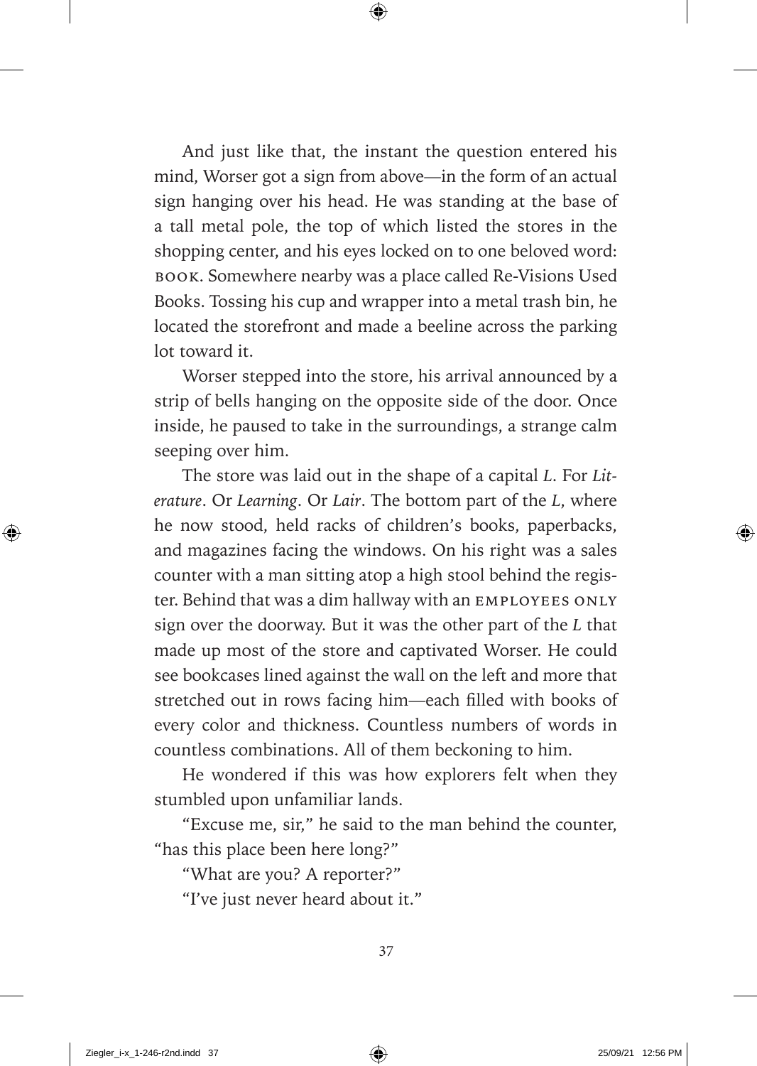And just like that, the instant the question entered his mind, Worser got a sign from above—in the form of an actual sign hanging over his head. He was standing at the base of a tall metal pole, the top of which listed the stores in the shopping center, and his eyes locked on to one beloved word: BOOK. Somewhere nearby was a place called Re-Visions Used Books. Tossing his cup and wrapper into a metal trash bin, he located the storefront and made a beeline across the parking lot toward it.

Worser stepped into the store, his arrival announced by a strip of bells hanging on the opposite side of the door. Once inside, he paused to take in the surroundings, a strange calm seeping over him.

The store was laid out in the shape of a capital *L*. For *Literature*. Or *Learning*. Or *Lair*. The bottom part of the *L*, where he now stood, held racks of children's books, paperbacks, and magazines facing the windows. On his right was a sales counter with a man sitting atop a high stool behind the register. Behind that was a dim hallway with an EMPLOYEES ONLY sign over the doorway. But it was the other part of the *L* that made up most of the store and captivated Worser. He could see bookcases lined against the wall on the left and more that stretched out in rows facing him—each filled with books of every color and thickness. Countless numbers of words in countless combinations. All of them beckoning to him.

He wondered if this was how explorers felt when they stumbled upon unfamiliar lands.

"Excuse me, sir," he said to the man behind the counter, "has this place been here long?"

"What are you? A reporter?"

"I've just never heard about it."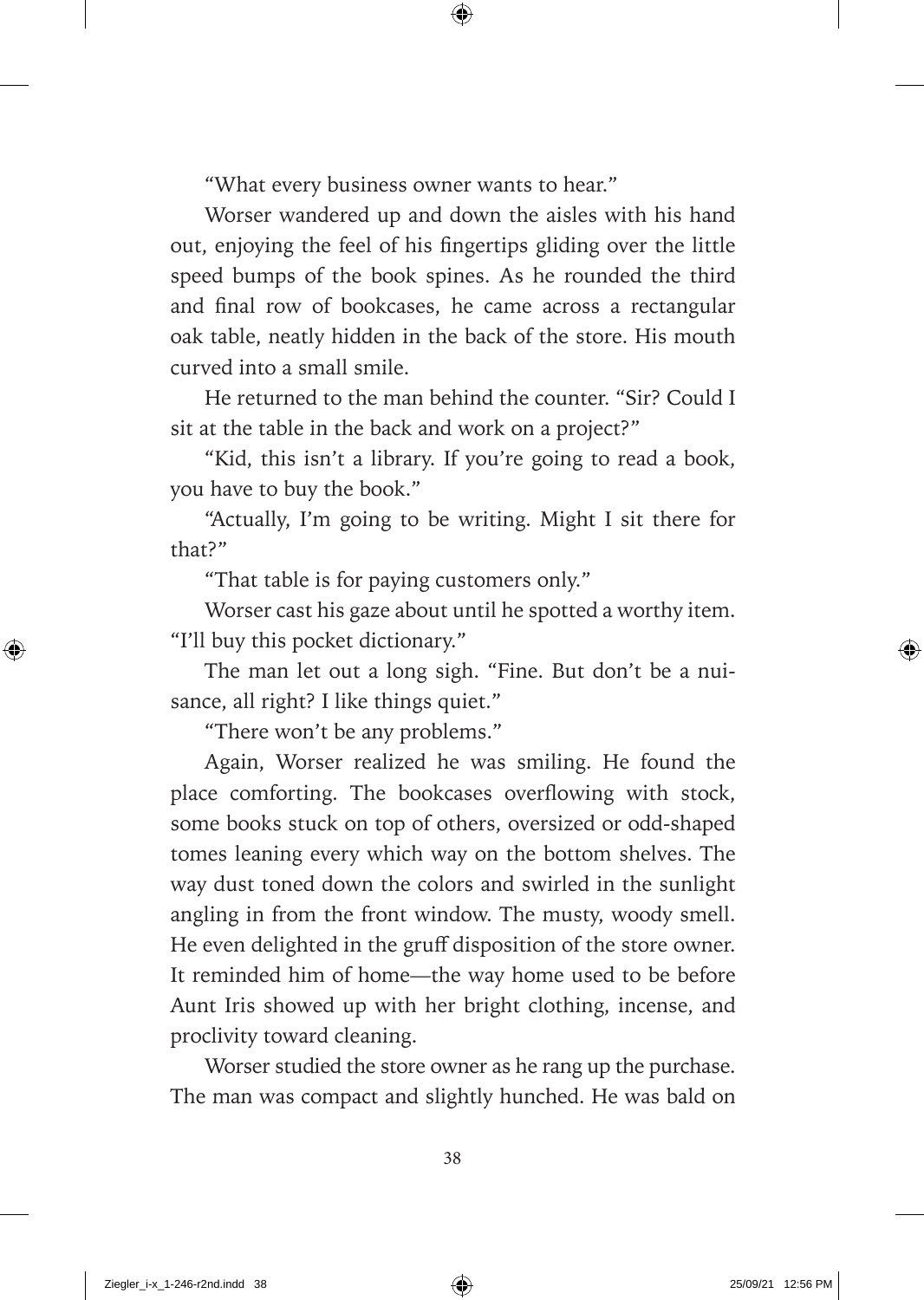"What every business owner wants to hear."

Worser wandered up and down the aisles with his hand out, enjoying the feel of his fingertips gliding over the little speed bumps of the book spines. As he rounded the third and final row of bookcases, he came across a rectangular oak table, neatly hidden in the back of the store. His mouth curved into a small smile.

He returned to the man behind the counter. "Sir? Could I sit at the table in the back and work on a project?"

"Kid, this isn't a library. If you're going to read a book, you have to buy the book."

"Actually, I'm going to be writing. Might I sit there for that?"

"That table is for paying customers only."

Worser cast his gaze about until he spotted a worthy item. "I'll buy this pocket dictionary."

The man let out a long sigh. "Fine. But don't be a nuisance, all right? I like things quiet."

"There won't be any problems."

Again, Worser realized he was smiling. He found the place comforting. The bookcases overflowing with stock, some books stuck on top of others, oversized or odd-shaped tomes leaning every which way on the bottom shelves. The way dust toned down the colors and swirled in the sunlight angling in from the front window. The musty, woody smell. He even delighted in the gruff disposition of the store owner. It reminded him of home—the way home used to be before Aunt Iris showed up with her bright clothing, incense, and proclivity toward cleaning.

Worser studied the store owner as he rang up the purchase. The man was compact and slightly hunched. He was bald on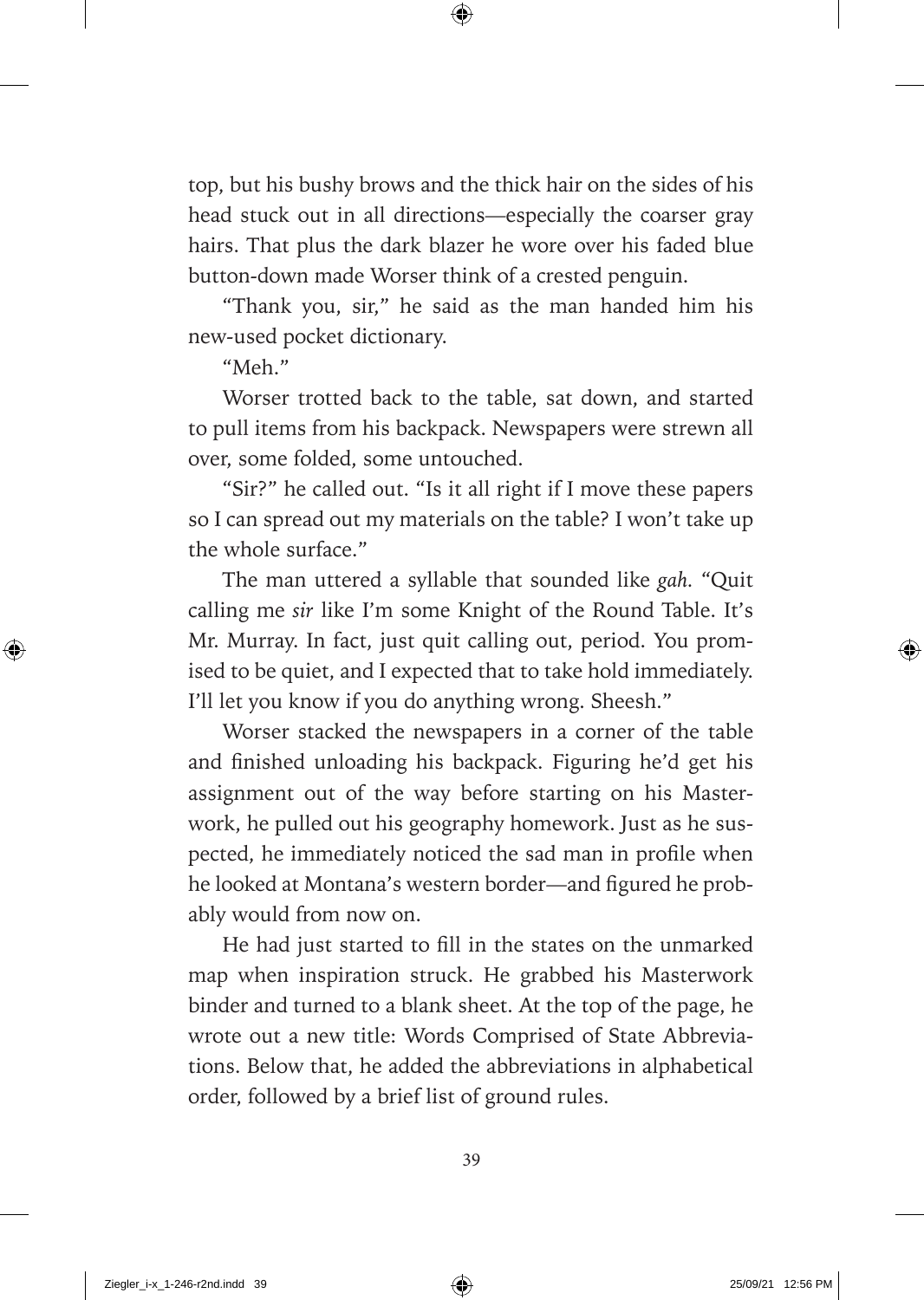top, but his bushy brows and the thick hair on the sides of his head stuck out in all directions—especially the coarser gray hairs. That plus the dark blazer he wore over his faded blue button-down made Worser think of a crested penguin.

"Thank you, sir," he said as the man handed him his new-used pocket dictionary.

"Meh."

Worser trotted back to the table, sat down, and started to pull items from his backpack. Newspapers were strewn all over, some folded, some untouched.

"Sir?" he called out. "Is it all right if I move these papers so I can spread out my materials on the table? I won't take up the whole surface."

The man uttered a syllable that sounded like *gah.* "Quit calling me *sir* like I'm some Knight of the Round Table. It's Mr. Murray. In fact, just quit calling out, period. You promised to be quiet, and I expected that to take hold immediately. I'll let you know if you do anything wrong. Sheesh."

Worser stacked the newspapers in a corner of the table and finished unloading his backpack. Figuring he'd get his assignment out of the way before starting on his Masterwork, he pulled out his geography homework. Just as he suspected, he immediately noticed the sad man in profile when he looked at Montana's western border—and figured he probably would from now on.

He had just started to fill in the states on the unmarked map when inspiration struck. He grabbed his Masterwork binder and turned to a blank sheet. At the top of the page, he wrote out a new title: Words Comprised of State Abbreviations. Below that, he added the abbreviations in alphabetical order, followed by a brief list of ground rules.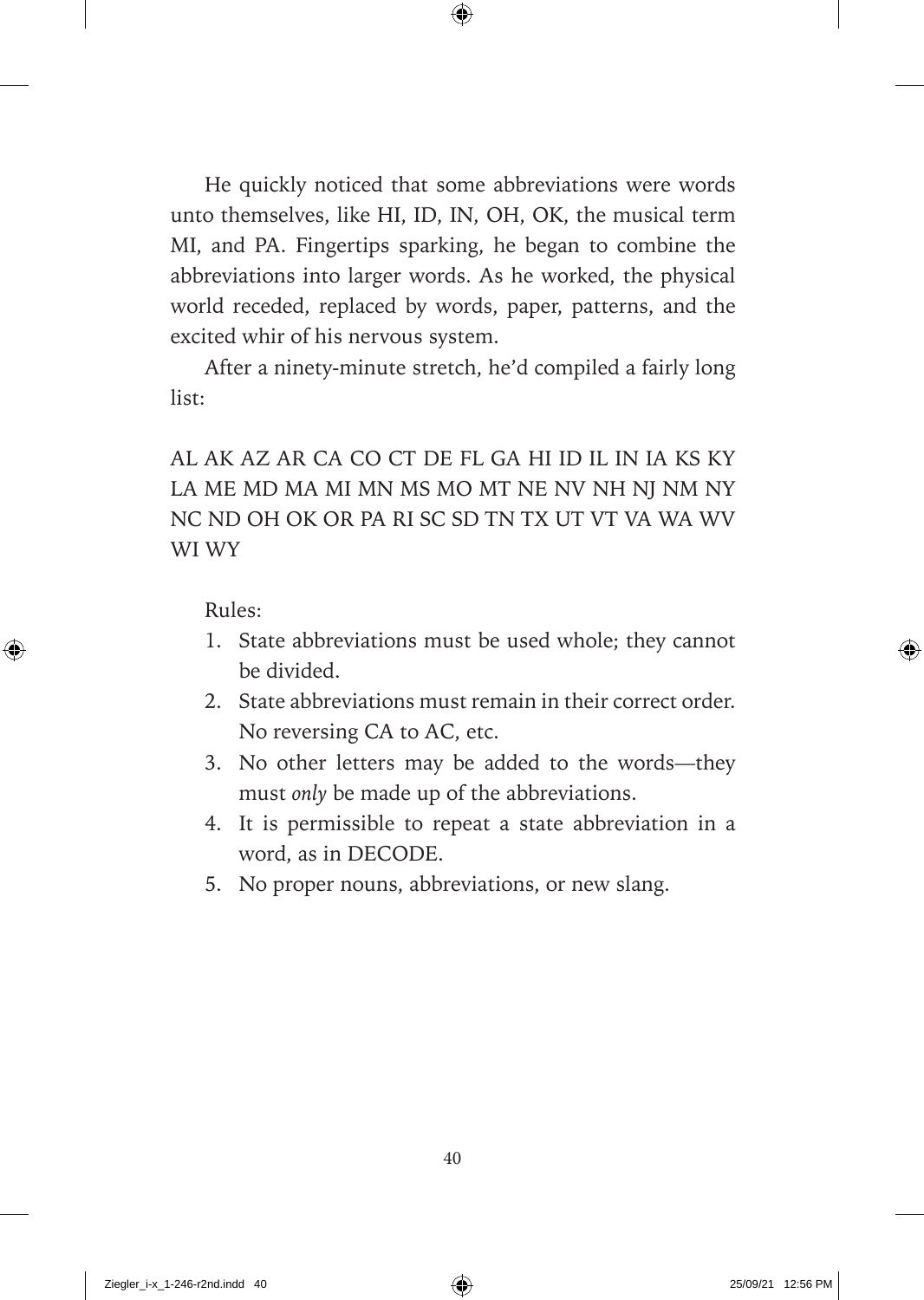He quickly noticed that some abbreviations were words unto themselves, like HI, ID, IN, OH, OK, the musical term MI, and PA. Fingertips sparking, he began to combine the abbreviations into larger words. As he worked, the physical world receded, replaced by words, paper, patterns, and the excited whir of his nervous system.

After a ninety-minute stretch, he'd compiled a fairly long list:

AL AK AZ AR CA CO CT DE FL GA HI ID IL IN IA KS KY LA ME MD MA MI MN MS MO MT NE NV NH NJ NM NY NC ND OH OK OR PA RI SC SD TN TX UT VT VA WA WV WI WY

Rules:

1. State abbreviations must be used whole; they cannot be divided.
2. State abbreviations must remain in their correct order. No reversing CA to AC, etc.
3. No other letters may be added to the words—they must *only* be made up of the abbreviations.
4. It is permissible to repeat a state abbreviation in a word, as in DECODE.
5. No proper nouns, abbreviations, or new slang.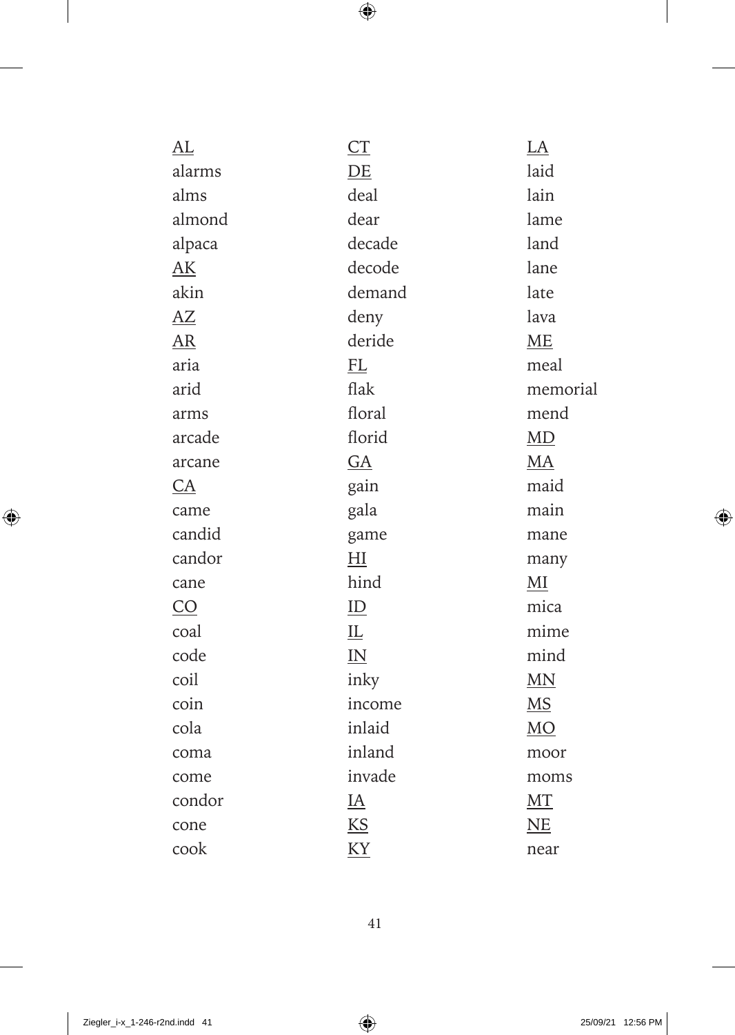<u>AL</u>
alarms
alms
almond
alpaca
<u>AK</u>
akin
<u>AZ</u>
<u>AR</u>
aria
arid
arms
arcade
arcane
<u>CA</u>
came
candid
candor
cane
<u>CO</u>
coal
code
coil
coin
cola
coma
come
condor
cone
cook

<u>CT</u>
<u>DE</u>
deal
dear
decade
decode
demand
deny
deride
<u>FL</u>
flak
floral
florid
<u>GA</u>
gain
gala
game
<u>HI</u>
hind
<u>ID</u>
<u>IL</u>
<u>IN</u>
inky
income
inlaid
inland
invade
<u>IA</u>
<u>KS</u>
<u>KY</u>

<u>LA</u>
laid
lain
lame
land
lane
late
lava
<u>ME</u>
meal
memorial
mend
<u>MD</u>
<u>MA</u>
maid
main
mane
many
<u>MI</u>
mica
mime
mind
<u>MN</u>
<u>MS</u>
<u>MO</u>
moor
moms
<u>MT</u>
<u>NE</u>
near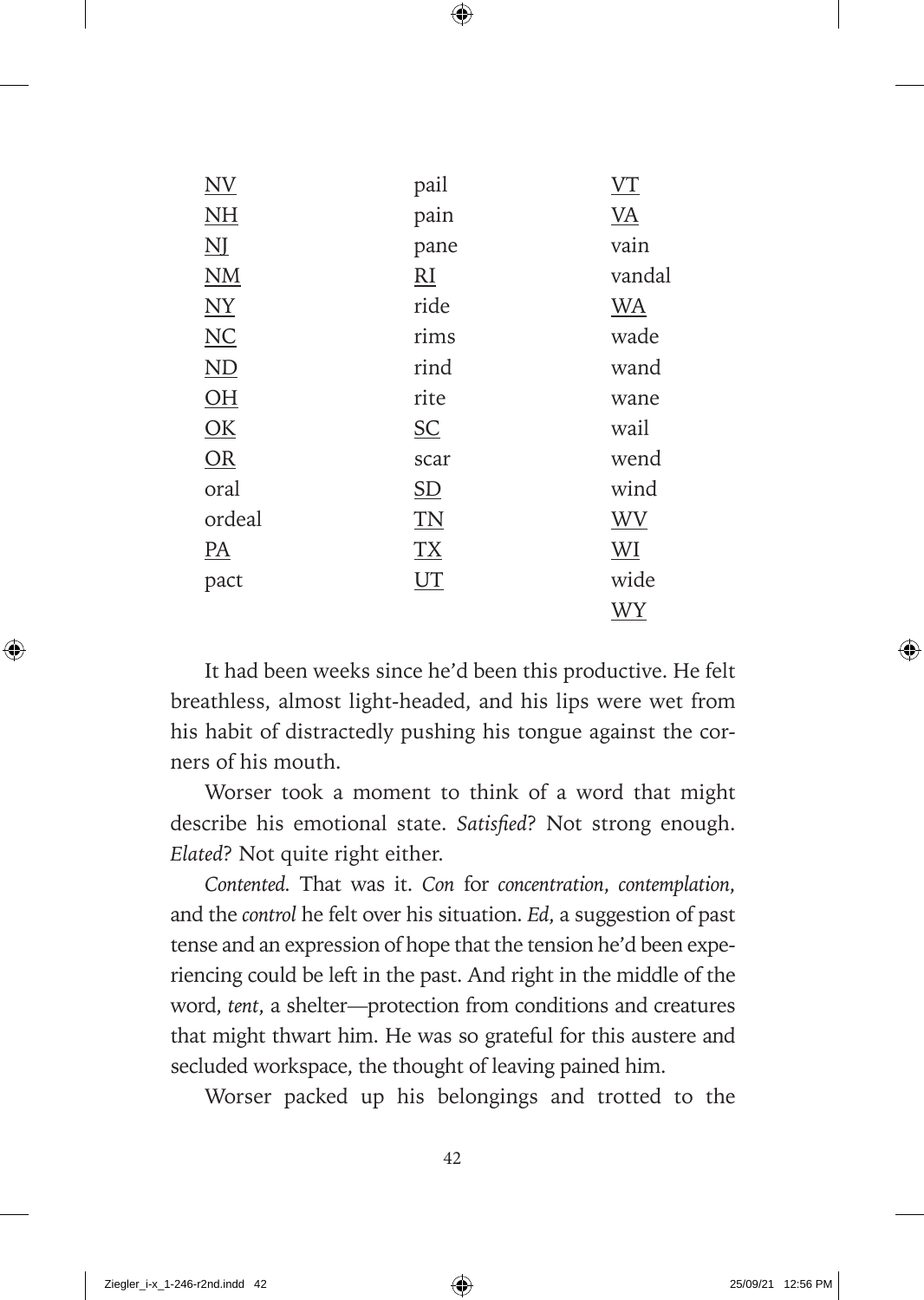<u>NV</u>
<u>NH</u>
<u>NJ</u>
<u>NM</u>
<u>NY</u>
<u>NC</u>
<u>ND</u>
<u>OH</u>
<u>OK</u>
<u>OR</u>
oral
ordeal
<u>PA</u>
pact
pail
pain
pane
<u>RI</u>
ride
rims
rind
rite
<u>SC</u>
scar
<u>SD</u>
<u>TN</u>
<u>TX</u>
<u>UT</u>
<u>VT</u>
<u>VA</u>
vain
vandal
<u>WA</u>
wade
wand
wane
wail
wend
wind
<u>WV</u>
<u>WI</u>
wide
<u>WY</u>

It had been weeks since he'd been this productive. He felt breathless, almost light-headed, and his lips were wet from his habit of distractedly pushing his tongue against the corners of his mouth.

Worser took a moment to think of a word that might describe his emotional state. *Satisfied*? Not strong enough. *Elated*? Not quite right either.

*Contented.* That was it. *Con* for *concentration*, *contemplation*, and the *control* he felt over his situation. *Ed*, a suggestion of past tense and an expression of hope that the tension he'd been experiencing could be left in the past. And right in the middle of the word, *tent*, a shelter—protection from conditions and creatures that might thwart him. He was so grateful for this austere and secluded workspace, the thought of leaving pained him.

Worser packed up his belongings and trotted to the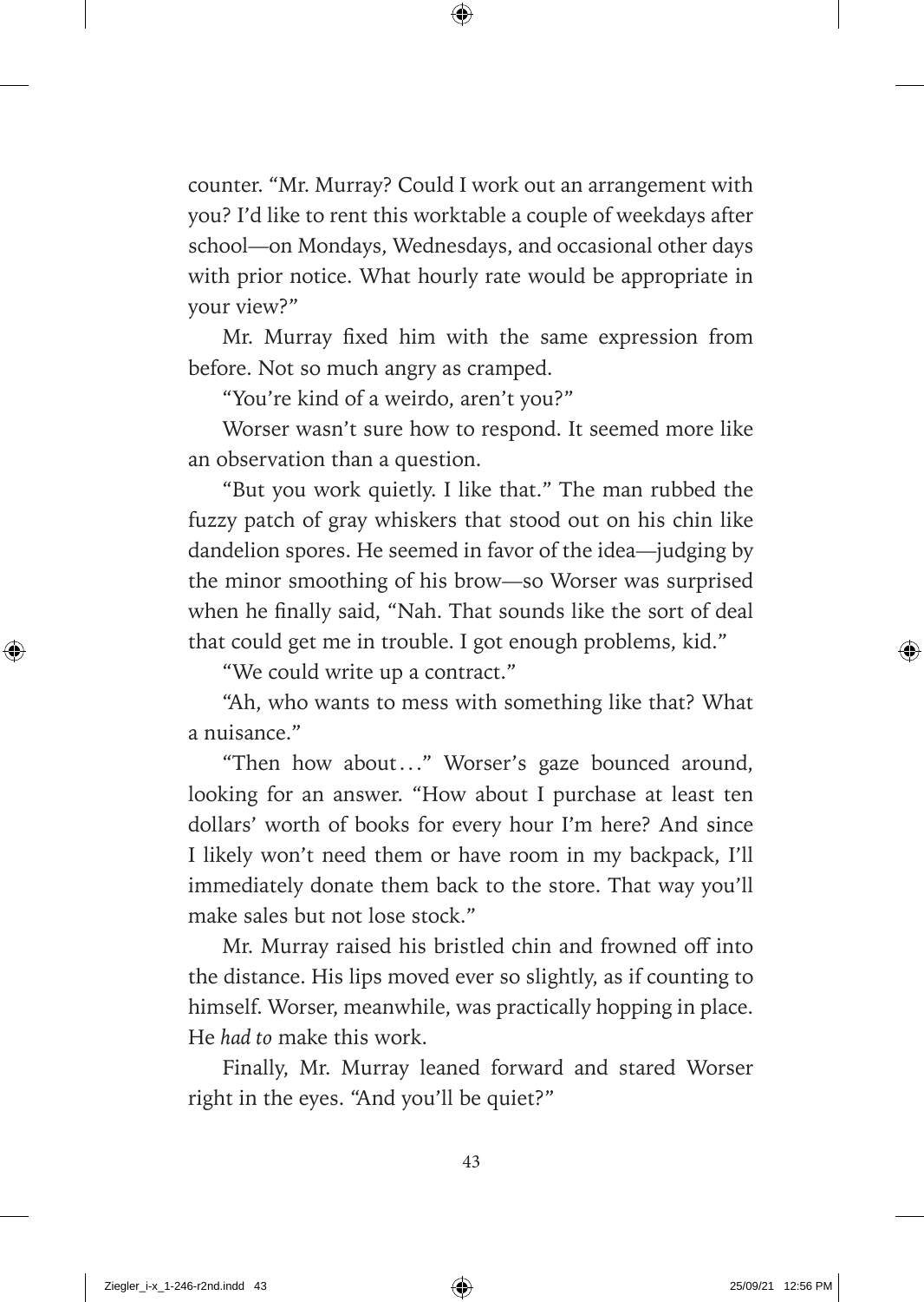counter. "Mr. Murray? Could I work out an arrangement with you? I'd like to rent this worktable a couple of weekdays after school—on Mondays, Wednesdays, and occasional other days with prior notice. What hourly rate would be appropriate in your view?"

Mr. Murray fixed him with the same expression from before. Not so much angry as cramped.

"You're kind of a weirdo, aren't you?"

Worser wasn't sure how to respond. It seemed more like an observation than a question.

"But you work quietly. I like that." The man rubbed the fuzzy patch of gray whiskers that stood out on his chin like dandelion spores. He seemed in favor of the idea—judging by the minor smoothing of his brow—so Worser was surprised when he finally said, "Nah. That sounds like the sort of deal that could get me in trouble. I got enough problems, kid."

"We could write up a contract."

"Ah, who wants to mess with something like that? What a nuisance."

"Then how about..." Worser's gaze bounced around, looking for an answer. "How about I purchase at least ten dollars' worth of books for every hour I'm here? And since I likely won't need them or have room in my backpack, I'll immediately donate them back to the store. That way you'll make sales but not lose stock."

Mr. Murray raised his bristled chin and frowned off into the distance. His lips moved ever so slightly, as if counting to himself. Worser, meanwhile, was practically hopping in place. He *had to* make this work.

Finally, Mr. Murray leaned forward and stared Worser right in the eyes. "And you'll be quiet?"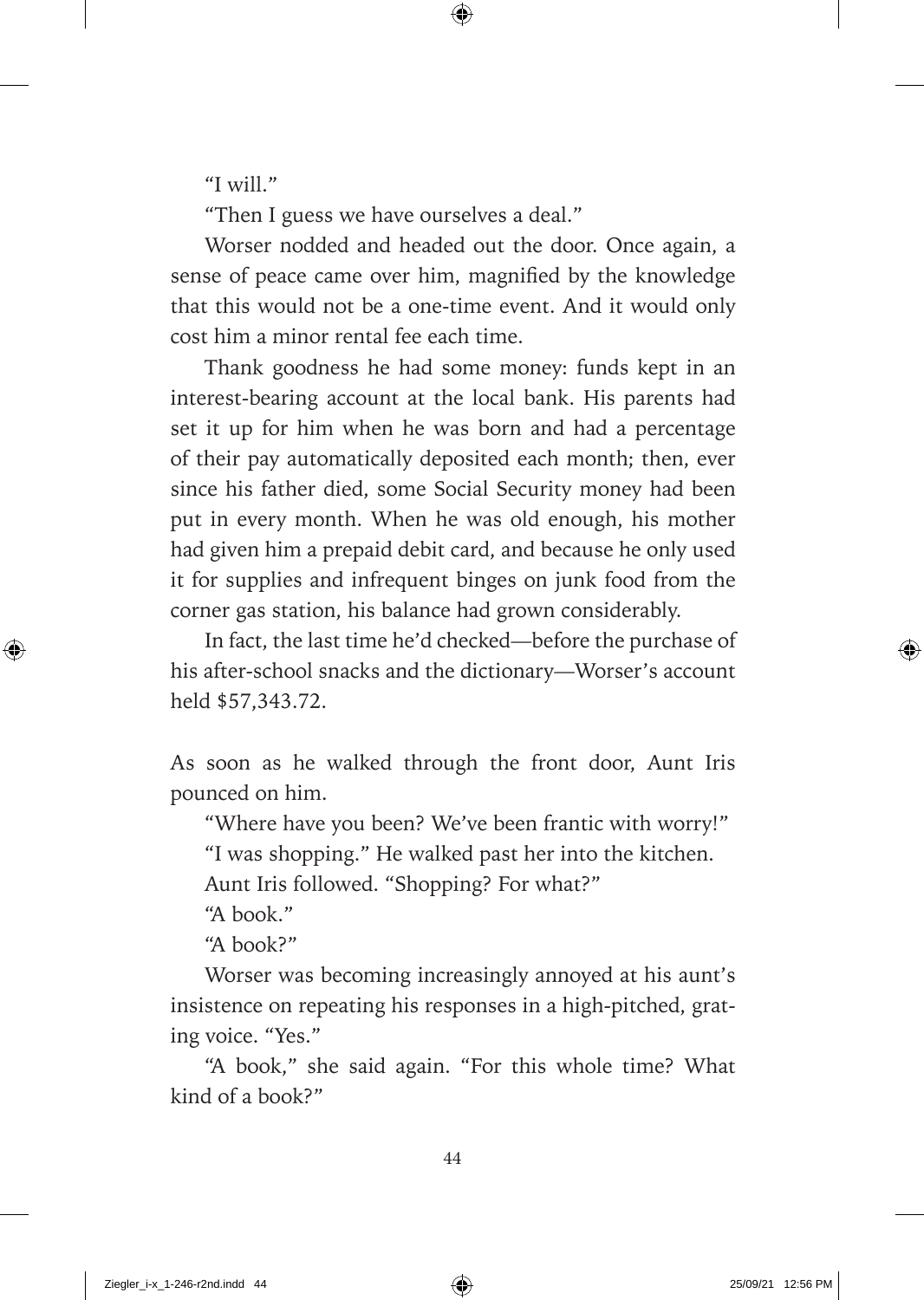"I will."

"Then I guess we have ourselves a deal."

Worser nodded and headed out the door. Once again, a sense of peace came over him, magnified by the knowledge that this would not be a one-time event. And it would only cost him a minor rental fee each time.

Thank goodness he had some money: funds kept in an interest-bearing account at the local bank. His parents had set it up for him when he was born and had a percentage of their pay automatically deposited each month; then, ever since his father died, some Social Security money had been put in every month. When he was old enough, his mother had given him a prepaid debit card, and because he only used it for supplies and infrequent binges on junk food from the corner gas station, his balance had grown considerably.

In fact, the last time he'd checked—before the purchase of his after-school snacks and the dictionary—Worser's account held $57,343.72.

As soon as he walked through the front door, Aunt Iris pounced on him.

"Where have you been? We've been frantic with worry!"

"I was shopping." He walked past her into the kitchen.

Aunt Iris followed. "Shopping? For what?"

"A book."

"A book?"

Worser was becoming increasingly annoyed at his aunt's insistence on repeating his responses in a high-pitched, grating voice. "Yes."

"A book," she said again. "For this whole time? What kind of a book?"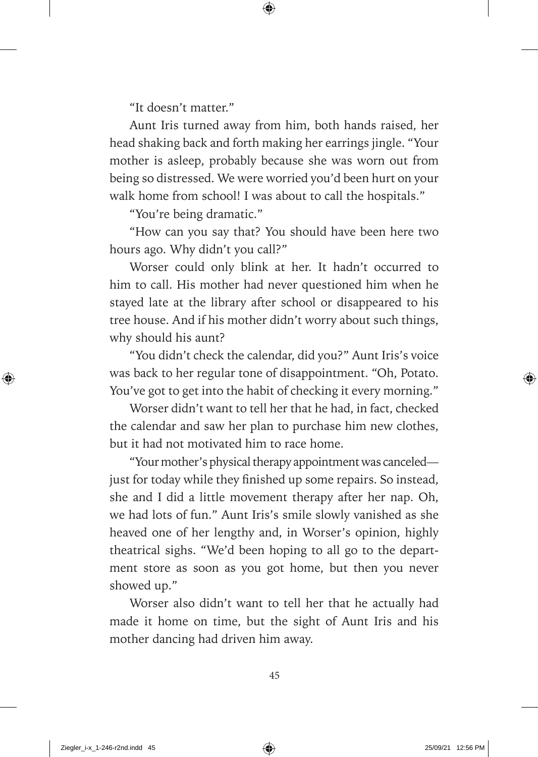"It doesn't matter."

Aunt Iris turned away from him, both hands raised, her head shaking back and forth making her earrings jingle. "Your mother is asleep, probably because she was worn out from being so distressed. We were worried you'd been hurt on your walk home from school! I was about to call the hospitals."

"You're being dramatic."

"How can you say that? You should have been here two hours ago. Why didn't you call?"

Worser could only blink at her. It hadn't occurred to him to call. His mother had never questioned him when he stayed late at the library after school or disappeared to his tree house. And if his mother didn't worry about such things, why should his aunt?

"You didn't check the calendar, did you?" Aunt Iris's voice was back to her regular tone of disappointment. "Oh, Potato. You've got to get into the habit of checking it every morning."

Worser didn't want to tell her that he had, in fact, checked the calendar and saw her plan to purchase him new clothes, but it had not motivated him to race home.

"Your mother's physical therapy appointment was canceled—just for today while they finished up some repairs. So instead, she and I did a little movement therapy after her nap. Oh, we had lots of fun." Aunt Iris's smile slowly vanished as she heaved one of her lengthy and, in Worser's opinion, highly theatrical sighs. "We'd been hoping to all go to the department store as soon as you got home, but then you never showed up."

Worser also didn't want to tell her that he actually had made it home on time, but the sight of Aunt Iris and his mother dancing had driven him away.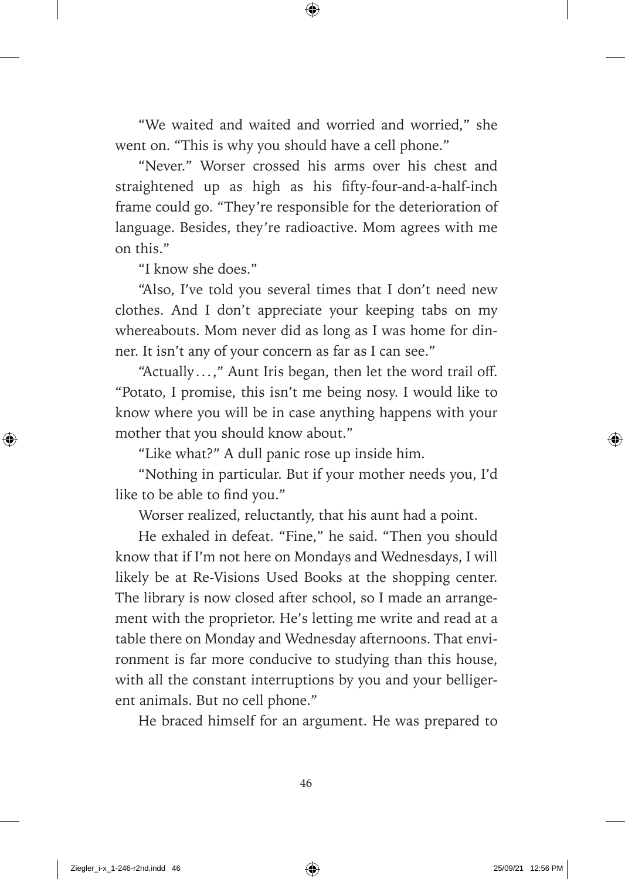"We waited and waited and worried and worried," she went on. "This is why you should have a cell phone."

"Never." Worser crossed his arms over his chest and straightened up as high as his fifty-four-and-a-half-inch frame could go. "They're responsible for the deterioration of language. Besides, they're radioactive. Mom agrees with me on this."

"I know she does."

"Also, I've told you several times that I don't need new clothes. And I don't appreciate your keeping tabs on my whereabouts. Mom never did as long as I was home for dinner. It isn't any of your concern as far as I can see."

"Actually . . . ," Aunt Iris began, then let the word trail off. "Potato, I promise, this isn't me being nosy. I would like to know where you will be in case anything happens with your mother that you should know about."

"Like what?" A dull panic rose up inside him.

"Nothing in particular. But if your mother needs you, I'd like to be able to find you."

Worser realized, reluctantly, that his aunt had a point.

He exhaled in defeat. "Fine," he said. "Then you should know that if I'm not here on Mondays and Wednesdays, I will likely be at Re-Visions Used Books at the shopping center. The library is now closed after school, so I made an arrangement with the proprietor. He's letting me write and read at a table there on Monday and Wednesday afternoons. That environment is far more conducive to studying than this house, with all the constant interruptions by you and your belligerent animals. But no cell phone."

He braced himself for an argument. He was prepared to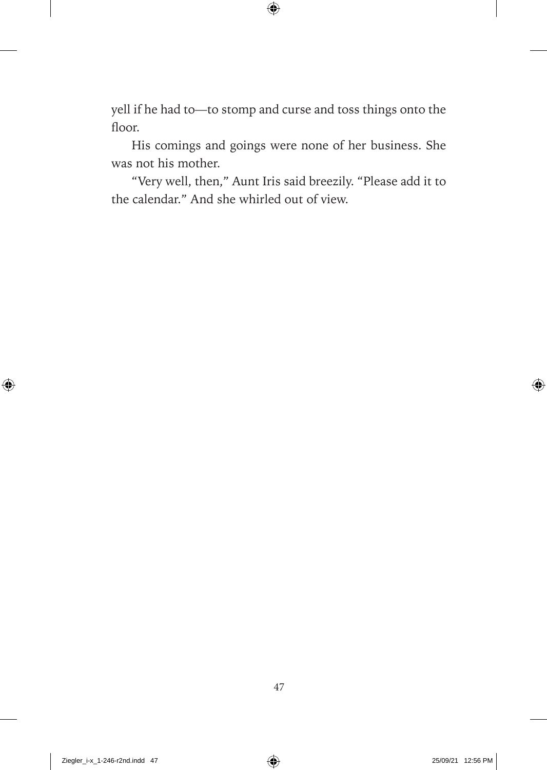yell if he had to—to stomp and curse and toss things onto the floor.

His comings and goings were none of her business. She was not his mother.

"Very well, then," Aunt Iris said breezily. "Please add it to the calendar." And she whirled out of view.